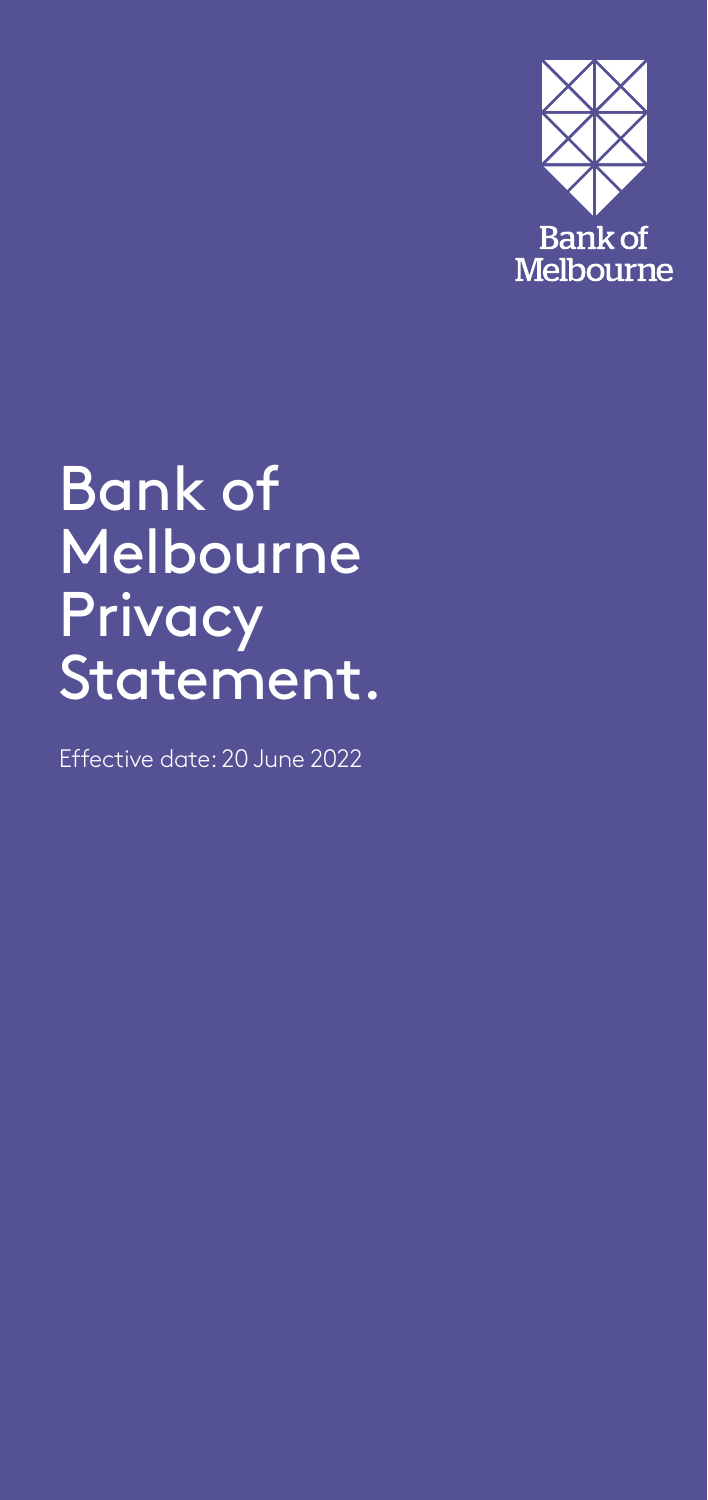Bank of Melbourne

# Bank of Melbourne Privacy Statement.

Effective date: 20 June 2022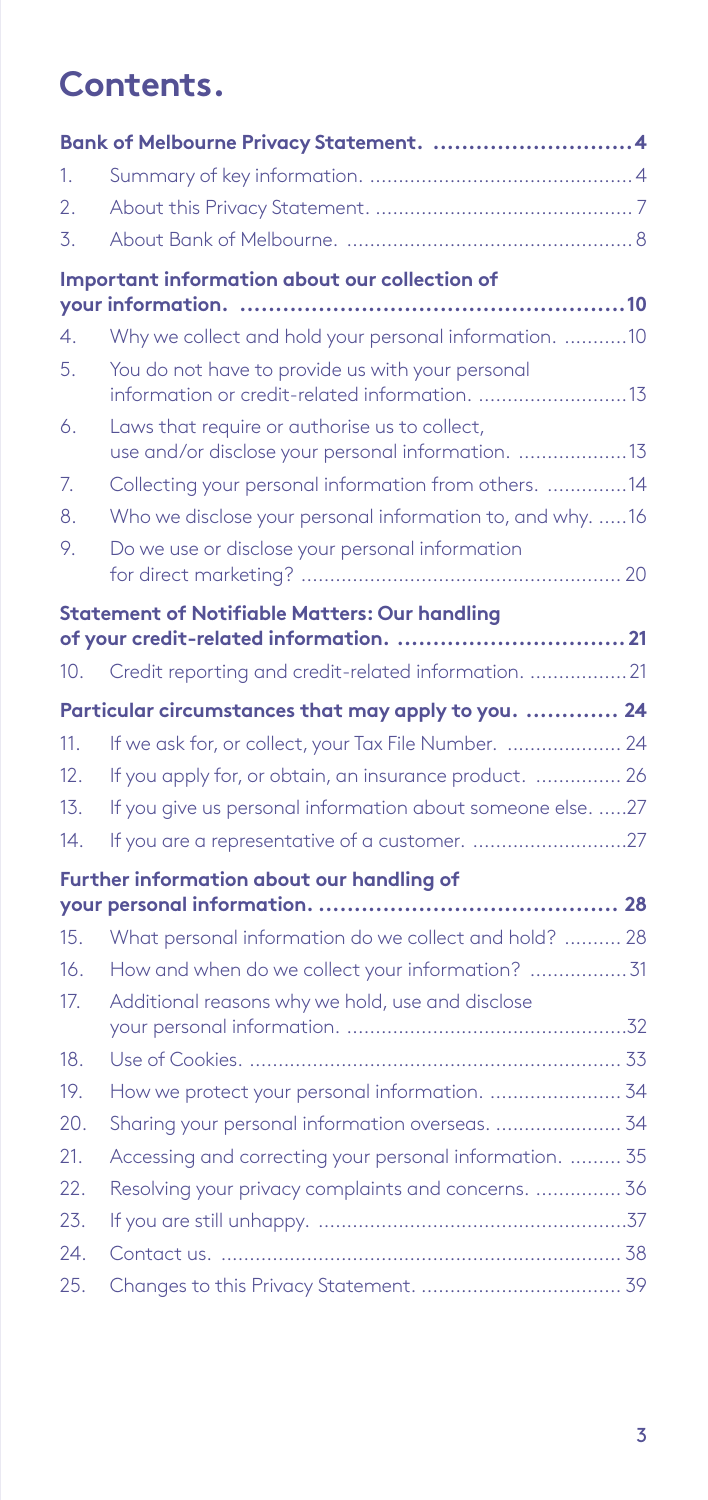# Contents.

**Bank of Melbourne Privacy Statement. .......................... 4**

1. Summary of key information. .......................... 4
2. About this Privacy Statement. .......................... 7
3. About Bank of Melbourne. .......................... 8

**Important information about our collection of your information. .......................... 10**

4. Why we collect and hold your personal information. .......................... 10
5. You do not have to provide us with your personal information or credit-related information. .......................... 13
6. Laws that require or authorise us to collect, use and/or disclose your personal information. .......................... 13
7. Collecting your personal information from others. .......................... 14
8. Who we disclose your personal information to, and why. .......................... 16
9. Do we use or disclose your personal information for direct marketing? .......................... 20

**Statement of Notifiable Matters: Our handling of your credit-related information. .......................... 21**

10. Credit reporting and credit-related information. .......................... 21

**Particular circumstances that may apply to you. .......................... 24**

11. If we ask for, or collect, your Tax File Number. .......................... 24
12. If you apply for, or obtain, an insurance product. .......................... 26
13. If you give us personal information about someone else. .......................... 27
14. If you are a representative of a customer. .......................... 27

**Further information about our handling of your personal information. .......................... 28**

15. What personal information do we collect and hold? .......................... 28
16. How and when do we collect your information? .......................... 31
17. Additional reasons why we hold, use and disclose your personal information. .......................... 32
18. Use of Cookies. .......................... 33
19. How we protect your personal information. .......................... 34
20. Sharing your personal information overseas. .......................... 34
21. Accessing and correcting your personal information. .......................... 35
22. Resolving your privacy complaints and concerns. .......................... 36
23. If you are still unhappy. .......................... 37
24. Contact us. .......................... 38
25. Changes to this Privacy Statement. .......................... 39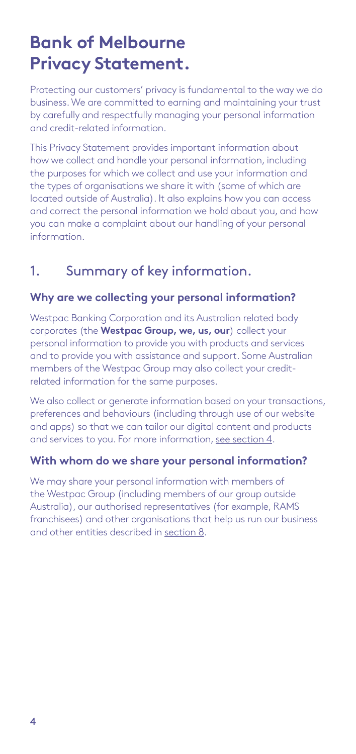# Bank of Melbourne Privacy Statement.

Protecting our customers' privacy is fundamental to the way we do business. We are committed to earning and maintaining your trust by carefully and respectfully managing your personal information and credit-related information.

This Privacy Statement provides important information about how we collect and handle your personal information, including the purposes for which we collect and use your information and the types of organisations we share it with (some of which are located outside of Australia). It also explains how you can access and correct the personal information we hold about you, and how you can make a complaint about our handling of your personal information.

## 1. Summary of key information.

### Why are we collecting your personal information?

Westpac Banking Corporation and its Australian related body corporates (the **Westpac Group, we, us, our**) collect your personal information to provide you with products and services and to provide you with assistance and support. Some Australian members of the Westpac Group may also collect your credit-related information for the same purposes.

We also collect or generate information based on your transactions, preferences and behaviours (including through use of our website and apps) so that we can tailor our digital content and products and services to you. For more information, see section 4.

### With whom do we share your personal information?

We may share your personal information with members of the Westpac Group (including members of our group outside Australia), our authorised representatives (for example, RAMS franchisees) and other organisations that help us run our business and other entities described in section 8.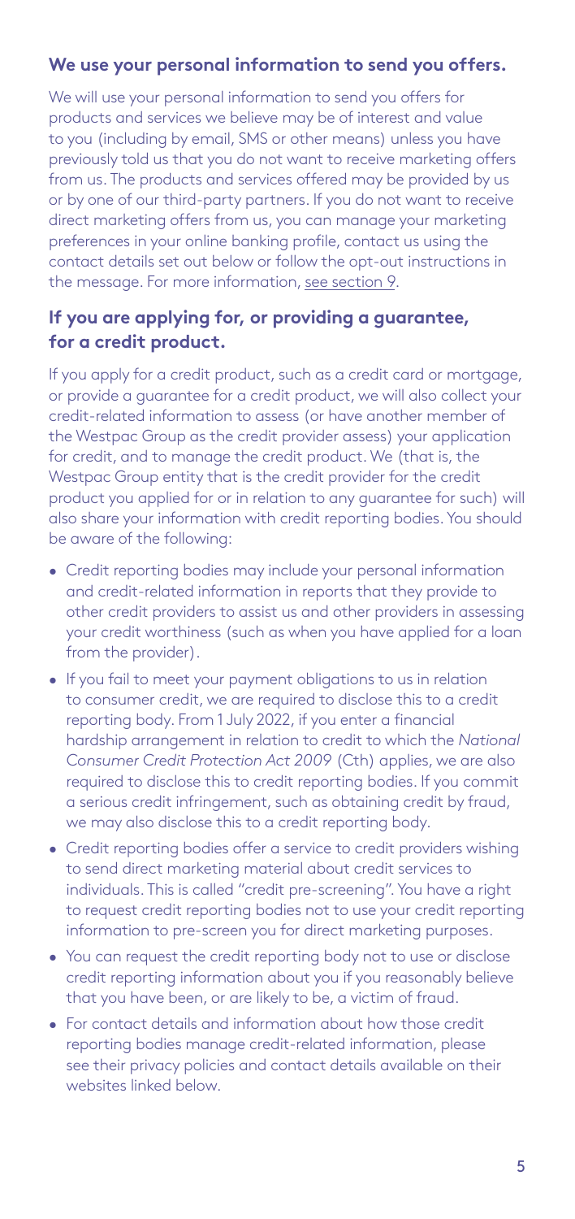## We use your personal information to send you offers.

We will use your personal information to send you offers for products and services we believe may be of interest and value to you (including by email, SMS or other means) unless you have previously told us that you do not want to receive marketing offers from us. The products and services offered may be provided by us or by one of our third-party partners. If you do not want to receive direct marketing offers from us, you can manage your marketing preferences in your online banking profile, contact us using the contact details set out below or follow the opt-out instructions in the message. For more information, see section 9.

## If you are applying for, or providing a guarantee, for a credit product.

If you apply for a credit product, such as a credit card or mortgage, or provide a guarantee for a credit product, we will also collect your credit-related information to assess (or have another member of the Westpac Group as the credit provider assess) your application for credit, and to manage the credit product. We (that is, the Westpac Group entity that is the credit provider for the credit product you applied for or in relation to any guarantee for such) will also share your information with credit reporting bodies. You should be aware of the following:

- Credit reporting bodies may include your personal information and credit-related information in reports that they provide to other credit providers to assist us and other providers in assessing your credit worthiness (such as when you have applied for a loan from the provider).
- If you fail to meet your payment obligations to us in relation to consumer credit, we are required to disclose this to a credit reporting body. From 1 July 2022, if you enter a financial hardship arrangement in relation to credit to which the *National Consumer Credit Protection Act 2009* (Cth) applies, we are also required to disclose this to credit reporting bodies. If you commit a serious credit infringement, such as obtaining credit by fraud, we may also disclose this to a credit reporting body.
- Credit reporting bodies offer a service to credit providers wishing to send direct marketing material about credit services to individuals. This is called "credit pre-screening". You have a right to request credit reporting bodies not to use your credit reporting information to pre-screen you for direct marketing purposes.
- You can request the credit reporting body not to use or disclose credit reporting information about you if you reasonably believe that you have been, or are likely to be, a victim of fraud.
- For contact details and information about how those credit reporting bodies manage credit-related information, please see their privacy policies and contact details available on their websites linked below.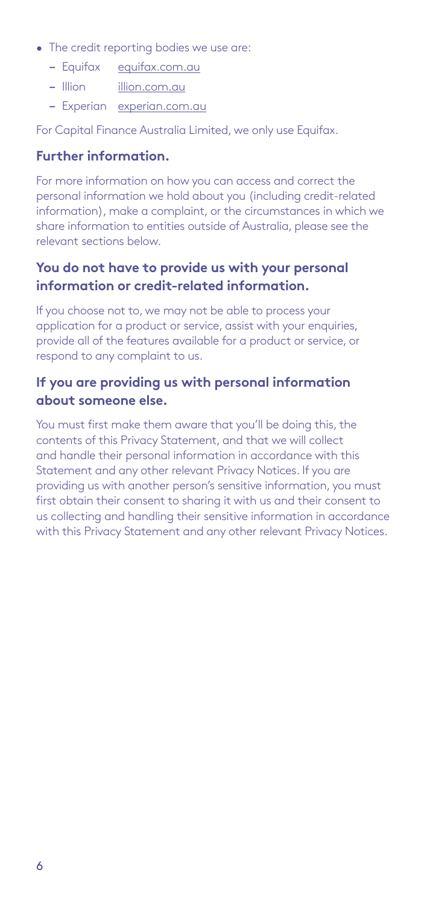- The credit reporting bodies we use are:
  - Equifax equifax.com.au
  - Illion illion.com.au
  - Experian experian.com.au

For Capital Finance Australia Limited, we only use Equifax.

### Further information.

For more information on how you can access and correct the personal information we hold about you (including credit-related information), make a complaint, or the circumstances in which we share information to entities outside of Australia, please see the relevant sections below.

### You do not have to provide us with your personal information or credit-related information.

If you choose not to, we may not be able to process your application for a product or service, assist with your enquiries, provide all of the features available for a product or service, or respond to any complaint to us.

### If you are providing us with personal information about someone else.

You must first make them aware that you'll be doing this, the contents of this Privacy Statement, and that we will collect and handle their personal information in accordance with this Statement and any other relevant Privacy Notices. If you are providing us with another person's sensitive information, you must first obtain their consent to sharing it with us and their consent to us collecting and handling their sensitive information in accordance with this Privacy Statement and any other relevant Privacy Notices.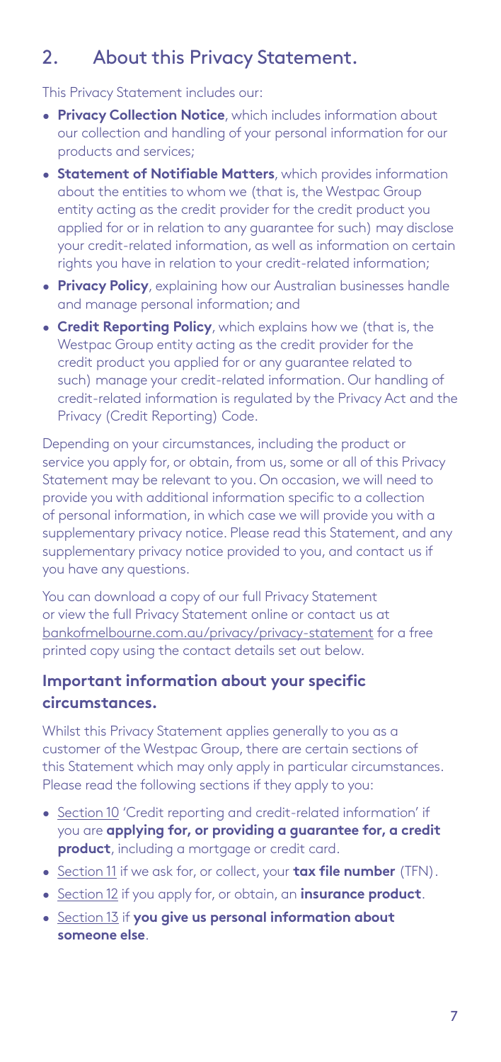## 2. About this Privacy Statement.

This Privacy Statement includes our:

- **Privacy Collection Notice**, which includes information about our collection and handling of your personal information for our products and services;
- **Statement of Notifiable Matters**, which provides information about the entities to whom we (that is, the Westpac Group entity acting as the credit provider for the credit product you applied for or in relation to any guarantee for such) may disclose your credit-related information, as well as information on certain rights you have in relation to your credit-related information;
- **Privacy Policy**, explaining how our Australian businesses handle and manage personal information; and
- **Credit Reporting Policy**, which explains how we (that is, the Westpac Group entity acting as the credit provider for the credit product you applied for or any guarantee related to such) manage your credit-related information. Our handling of credit-related information is regulated by the Privacy Act and the Privacy (Credit Reporting) Code.

Depending on your circumstances, including the product or service you apply for, or obtain, from us, some or all of this Privacy Statement may be relevant to you. On occasion, we will need to provide you with additional information specific to a collection of personal information, in which case we will provide you with a supplementary privacy notice. Please read this Statement, and any supplementary privacy notice provided to you, and contact us if you have any questions.

You can download a copy of our full Privacy Statement or view the full Privacy Statement online or contact us at bankofmelbourne.com.au/privacy/privacy-statement for a free printed copy using the contact details set out below.

### Important information about your specific circumstances.

Whilst this Privacy Statement applies generally to you as a customer of the Westpac Group, there are certain sections of this Statement which may only apply in particular circumstances. Please read the following sections if they apply to you:

- Section 10 'Credit reporting and credit-related information' if you are **applying for, or providing a guarantee for, a credit product**, including a mortgage or credit card.
- Section 11 if we ask for, or collect, your **tax file number** (TFN).
- Section 12 if you apply for, or obtain, an **insurance product**.
- Section 13 if **you give us personal information about someone else**.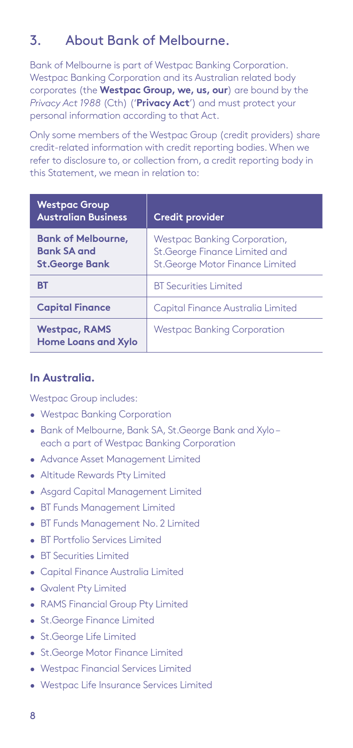## 3. About Bank of Melbourne.

Bank of Melbourne is part of Westpac Banking Corporation. Westpac Banking Corporation and its Australian related body corporates (the **Westpac Group, we, us, our**) are bound by the *Privacy Act 1988* (Cth) ('**Privacy Act**') and must protect your personal information according to that Act.

Only some members of the Westpac Group (credit providers) share credit-related information with credit reporting bodies. When we refer to disclosure to, or collection from, a credit reporting body in this Statement, we mean in relation to:

| Westpac Group Australian Business | Credit provider |
| --- | --- |
| **Bank of Melbourne, Bank SA and St.George Bank** | Westpac Banking Corporation, St.George Finance Limited and St.George Motor Finance Limited |
| **BT** | BT Securities Limited |
| **Capital Finance** | Capital Finance Australia Limited |
| **Westpac, RAMS Home Loans and Xylo** | Westpac Banking Corporation |

### In Australia.

Westpac Group includes:

- Westpac Banking Corporation
- Bank of Melbourne, Bank SA, St.George Bank and Xylo – each a part of Westpac Banking Corporation
- Advance Asset Management Limited
- Altitude Rewards Pty Limited
- Asgard Capital Management Limited
- BT Funds Management Limited
- BT Funds Management No. 2 Limited
- BT Portfolio Services Limited
- BT Securities Limited
- Capital Finance Australia Limited
- Qvalent Pty Limited
- RAMS Financial Group Pty Limited
- St.George Finance Limited
- St.George Life Limited
- St.George Motor Finance Limited
- Westpac Financial Services Limited
- Westpac Life Insurance Services Limited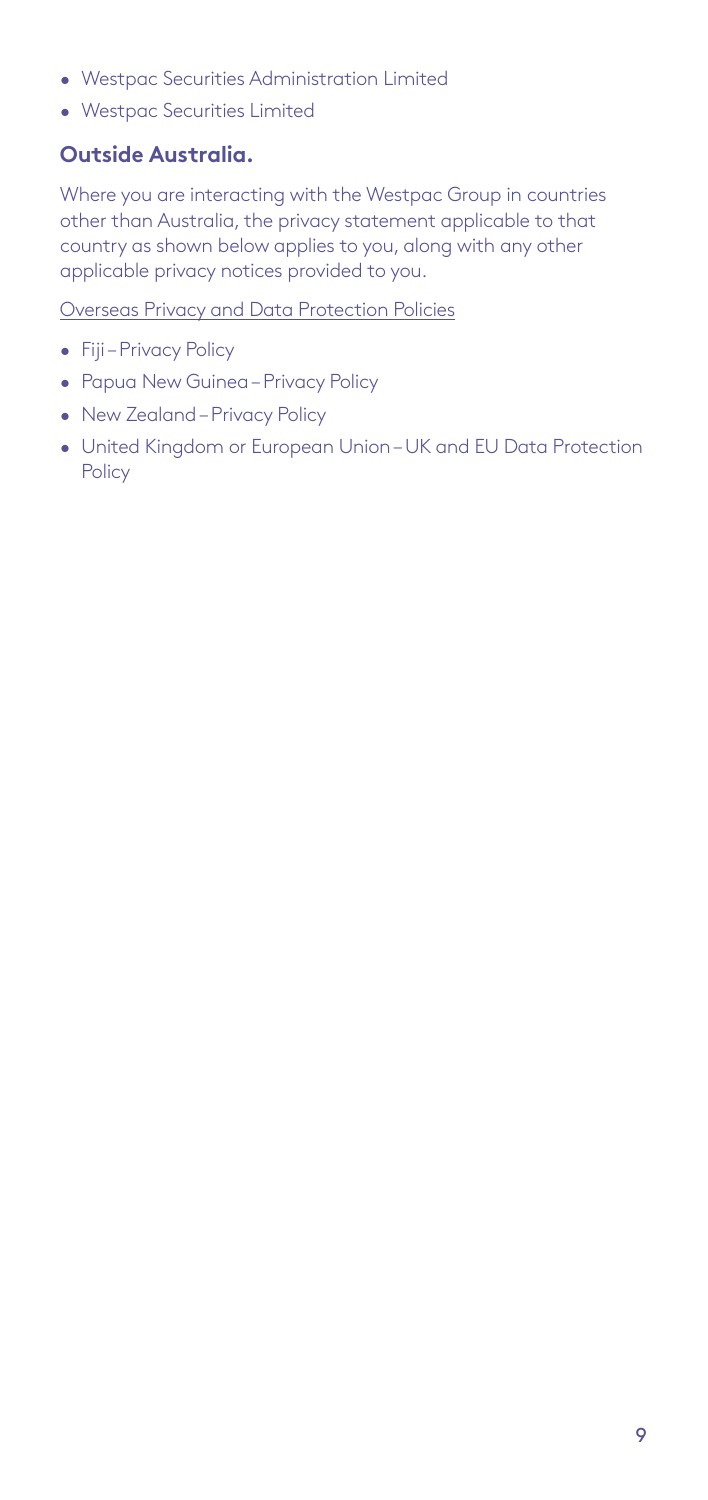- Westpac Securities Administration Limited
- Westpac Securities Limited

### Outside Australia.

Where you are interacting with the Westpac Group in countries other than Australia, the privacy statement applicable to that country as shown below applies to you, along with any other applicable privacy notices provided to you.

Overseas Privacy and Data Protection Policies

- Fiji – Privacy Policy
- Papua New Guinea – Privacy Policy
- New Zealand – Privacy Policy
- United Kingdom or European Union – UK and EU Data Protection Policy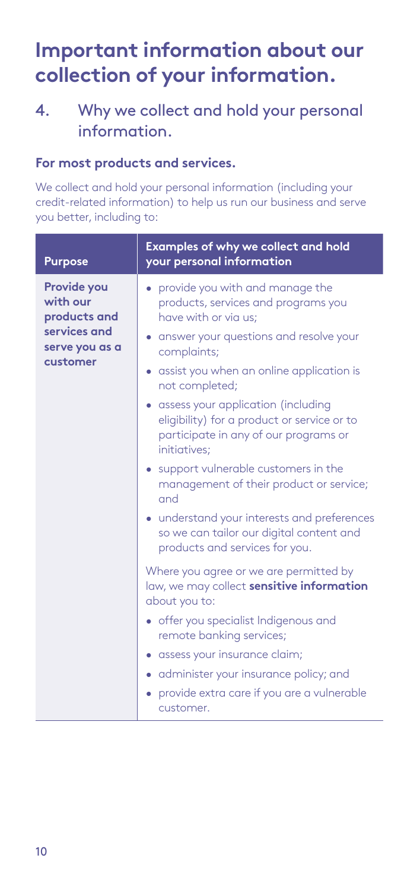# Important information about our collection of your information.

## 4. Why we collect and hold your personal information.

### For most products and services.

We collect and hold your personal information (including your credit-related information) to help us run our business and serve you better, including to:

| Purpose | Examples of why we collect and hold your personal information |
|---|---|
| **Provide you with our products and services and serve you as a customer** | • provide you with and manage the products, services and programs you have with or via us;<br>• answer your questions and resolve your complaints;<br>• assist you when an online application is not completed;<br>• assess your application (including eligibility) for a product or service or to participate in any of our programs or initiatives;<br>• support vulnerable customers in the management of their product or service; and<br>• understand your interests and preferences so we can tailor our digital content and products and services for you.<br><br>Where you agree or we are permitted by law, we may collect **sensitive information** about you to:<br>• offer you specialist Indigenous and remote banking services;<br>• assess your insurance claim;<br>• administer your insurance policy; and<br>• provide extra care if you are a vulnerable customer. |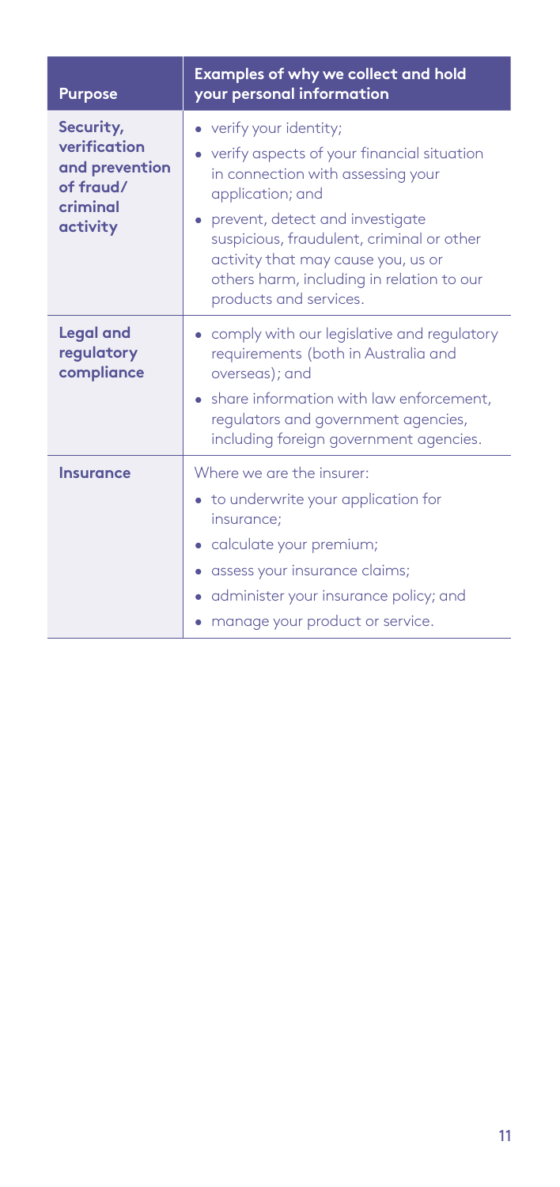| Purpose | Examples of why we collect and hold your personal information |
|---|---|
| **Security, verification and prevention of fraud/ criminal activity** | • verify your identity;<br>• verify aspects of your financial situation in connection with assessing your application; and<br>• prevent, detect and investigate suspicious, fraudulent, criminal or other activity that may cause you, us or others harm, including in relation to our products and services. |
| **Legal and regulatory compliance** | • comply with our legislative and regulatory requirements (both in Australia and overseas); and<br>• share information with law enforcement, regulators and government agencies, including foreign government agencies. |
| **Insurance** | Where we are the insurer:<br>• to underwrite your application for insurance;<br>• calculate your premium;<br>• assess your insurance claims;<br>• administer your insurance policy; and<br>• manage your product or service. |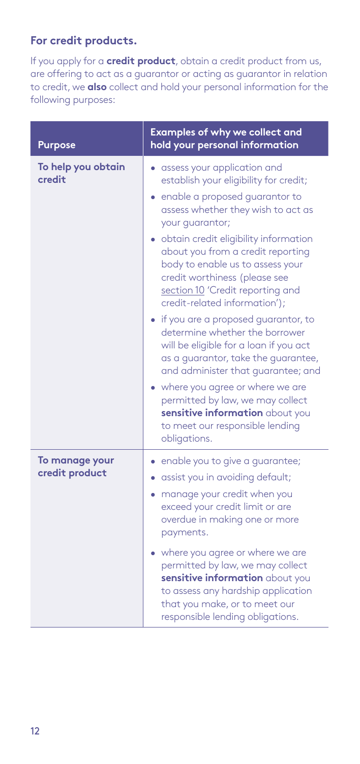### For credit products.

If you apply for a **credit product**, obtain a credit product from us, are offering to act as a guarantor or acting as guarantor in relation to credit, we **also** collect and hold your personal information for the following purposes:

| Purpose | Examples of why we collect and hold your personal information |
| --- | --- |
| **To help you obtain credit** | • assess your application and establish your eligibility for credit;<br>• enable a proposed guarantor to assess whether they wish to act as your guarantor;<br>• obtain credit eligibility information about you from a credit reporting body to enable us to assess your credit worthiness (please see section 10 'Credit reporting and credit-related information');<br>• if you are a proposed guarantor, to determine whether the borrower will be eligible for a loan if you act as a guarantor, take the guarantee, and administer that guarantee; and<br>• where you agree or where we are permitted by law, we may collect **sensitive information** about you to meet our responsible lending obligations. |
| **To manage your credit product** | • enable you to give a guarantee;<br>• assist you in avoiding default;<br>• manage your credit when you exceed your credit limit or are overdue in making one or more payments.<br>• where you agree or where we are permitted by law, we may collect **sensitive information** about you to assess any hardship application that you make, or to meet our responsible lending obligations. |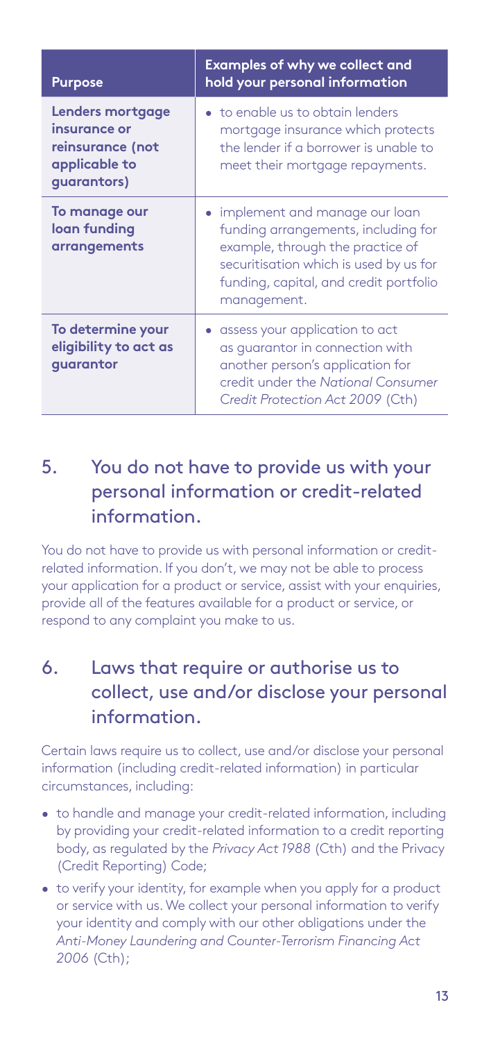| Purpose | Examples of why we collect and hold your personal information |
|---|---|
| **Lenders mortgage insurance or reinsurance (not applicable to guarantors)** | • to enable us to obtain lenders mortgage insurance which protects the lender if a borrower is unable to meet their mortgage repayments. |
| **To manage our loan funding arrangements** | • implement and manage our loan funding arrangements, including for example, through the practice of securitisation which is used by us for funding, capital, and credit portfolio management. |
| **To determine your eligibility to act as guarantor** | • assess your application to act as guarantor in connection with another person's application for credit under the *National Consumer Credit Protection Act 2009* (Cth) |

## 5. You do not have to provide us with your personal information or credit-related information.

You do not have to provide us with personal information or credit-related information. If you don't, we may not be able to process your application for a product or service, assist with your enquiries, provide all of the features available for a product or service, or respond to any complaint you make to us.

## 6. Laws that require or authorise us to collect, use and/or disclose your personal information.

Certain laws require us to collect, use and/or disclose your personal information (including credit-related information) in particular circumstances, including:

- to handle and manage your credit-related information, including by providing your credit-related information to a credit reporting body, as regulated by the *Privacy Act 1988* (Cth) and the Privacy (Credit Reporting) Code;
- to verify your identity, for example when you apply for a product or service with us. We collect your personal information to verify your identity and comply with our other obligations under the *Anti-Money Laundering and Counter-Terrorism Financing Act 2006* (Cth);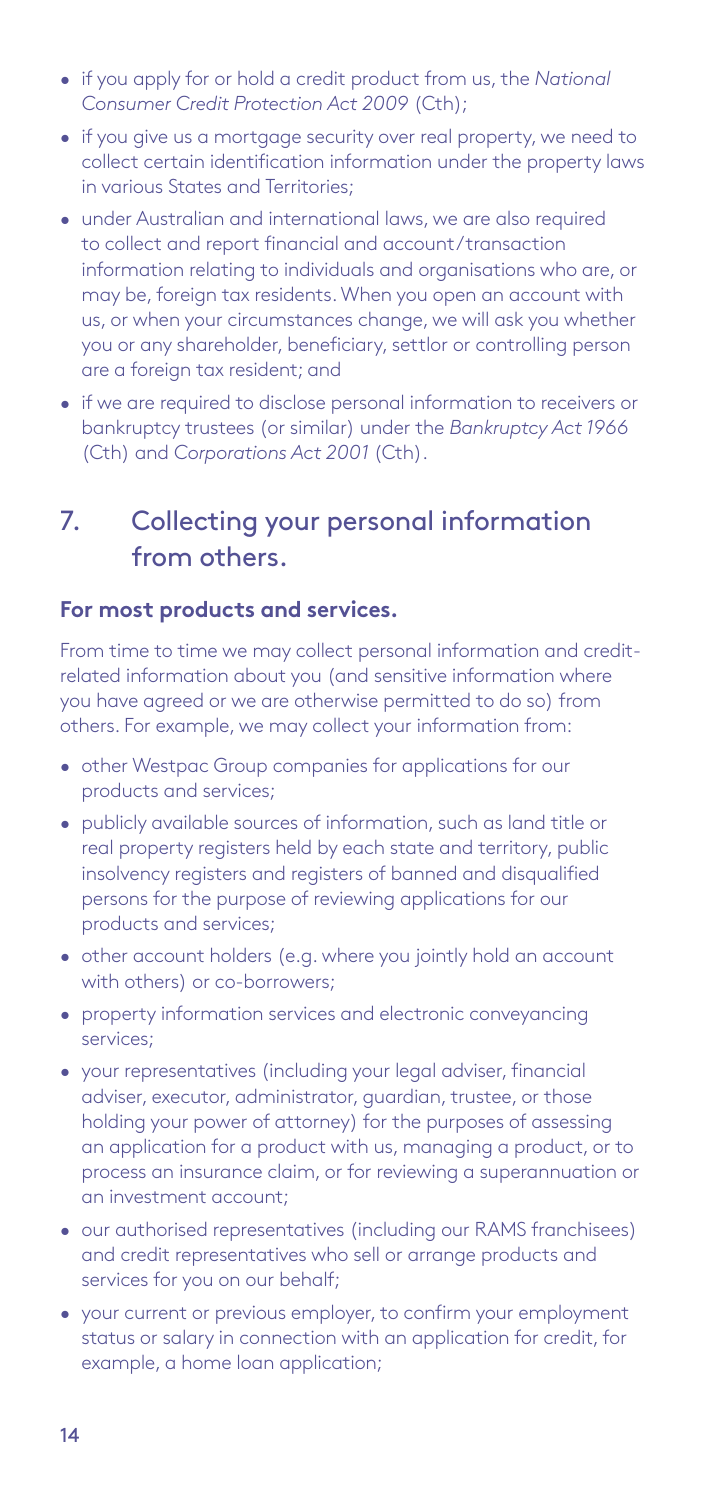- if you apply for or hold a credit product from us, the *National Consumer Credit Protection Act 2009* (Cth);
- if you give us a mortgage security over real property, we need to collect certain identification information under the property laws in various States and Territories;
- under Australian and international laws, we are also required to collect and report financial and account/transaction information relating to individuals and organisations who are, or may be, foreign tax residents. When you open an account with us, or when your circumstances change, we will ask you whether you or any shareholder, beneficiary, settlor or controlling person are a foreign tax resident; and
- if we are required to disclose personal information to receivers or bankruptcy trustees (or similar) under the *Bankruptcy Act 1966* (Cth) and *Corporations Act 2001* (Cth).

## 7. Collecting your personal information from others.

### For most products and services.

From time to time we may collect personal information and credit-related information about you (and sensitive information where you have agreed or we are otherwise permitted to do so) from others. For example, we may collect your information from:

- other Westpac Group companies for applications for our products and services;
- publicly available sources of information, such as land title or real property registers held by each state and territory, public insolvency registers and registers of banned and disqualified persons for the purpose of reviewing applications for our products and services;
- other account holders (e.g. where you jointly hold an account with others) or co-borrowers;
- property information services and electronic conveyancing services;
- your representatives (including your legal adviser, financial adviser, executor, administrator, guardian, trustee, or those holding your power of attorney) for the purposes of assessing an application for a product with us, managing a product, or to process an insurance claim, or for reviewing a superannuation or an investment account;
- our authorised representatives (including our RAMS franchisees) and credit representatives who sell or arrange products and services for you on our behalf;
- your current or previous employer, to confirm your employment status or salary in connection with an application for credit, for example, a home loan application;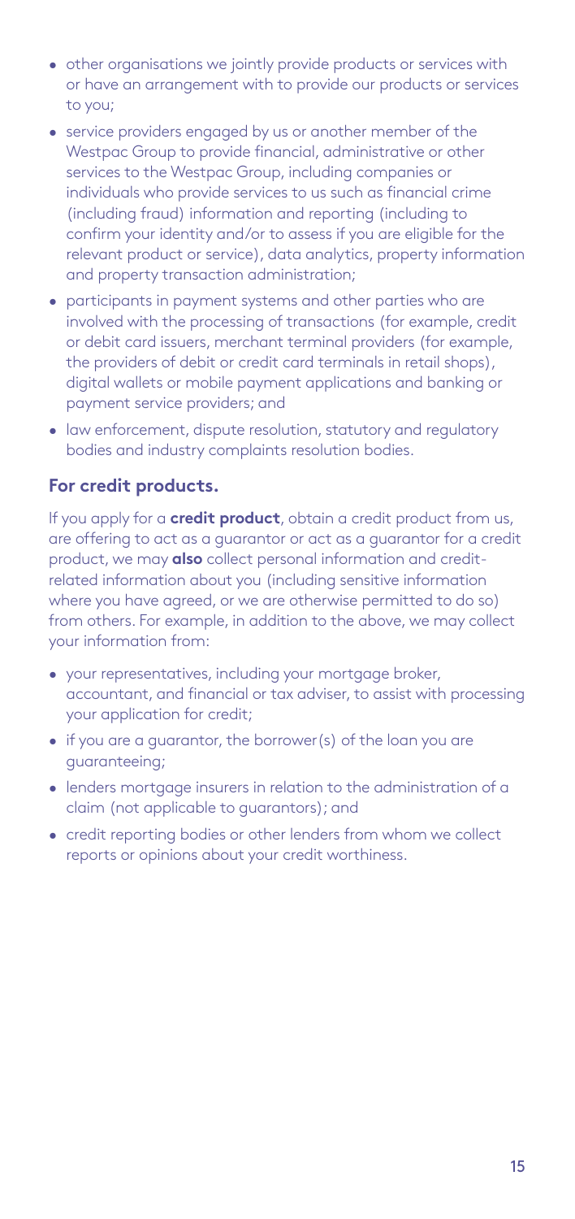- other organisations we jointly provide products or services with or have an arrangement with to provide our products or services to you;
- service providers engaged by us or another member of the Westpac Group to provide financial, administrative or other services to the Westpac Group, including companies or individuals who provide services to us such as financial crime (including fraud) information and reporting (including to confirm your identity and/or to assess if you are eligible for the relevant product or service), data analytics, property information and property transaction administration;
- participants in payment systems and other parties who are involved with the processing of transactions (for example, credit or debit card issuers, merchant terminal providers (for example, the providers of debit or credit card terminals in retail shops), digital wallets or mobile payment applications and banking or payment service providers; and
- law enforcement, dispute resolution, statutory and regulatory bodies and industry complaints resolution bodies.

### For credit products.

If you apply for a **credit product**, obtain a credit product from us, are offering to act as a guarantor or act as a guarantor for a credit product, we may **also** collect personal information and credit-related information about you (including sensitive information where you have agreed, or we are otherwise permitted to do so) from others. For example, in addition to the above, we may collect your information from:

- your representatives, including your mortgage broker, accountant, and financial or tax adviser, to assist with processing your application for credit;
- if you are a guarantor, the borrower(s) of the loan you are guaranteeing;
- lenders mortgage insurers in relation to the administration of a claim (not applicable to guarantors); and
- credit reporting bodies or other lenders from whom we collect reports or opinions about your credit worthiness.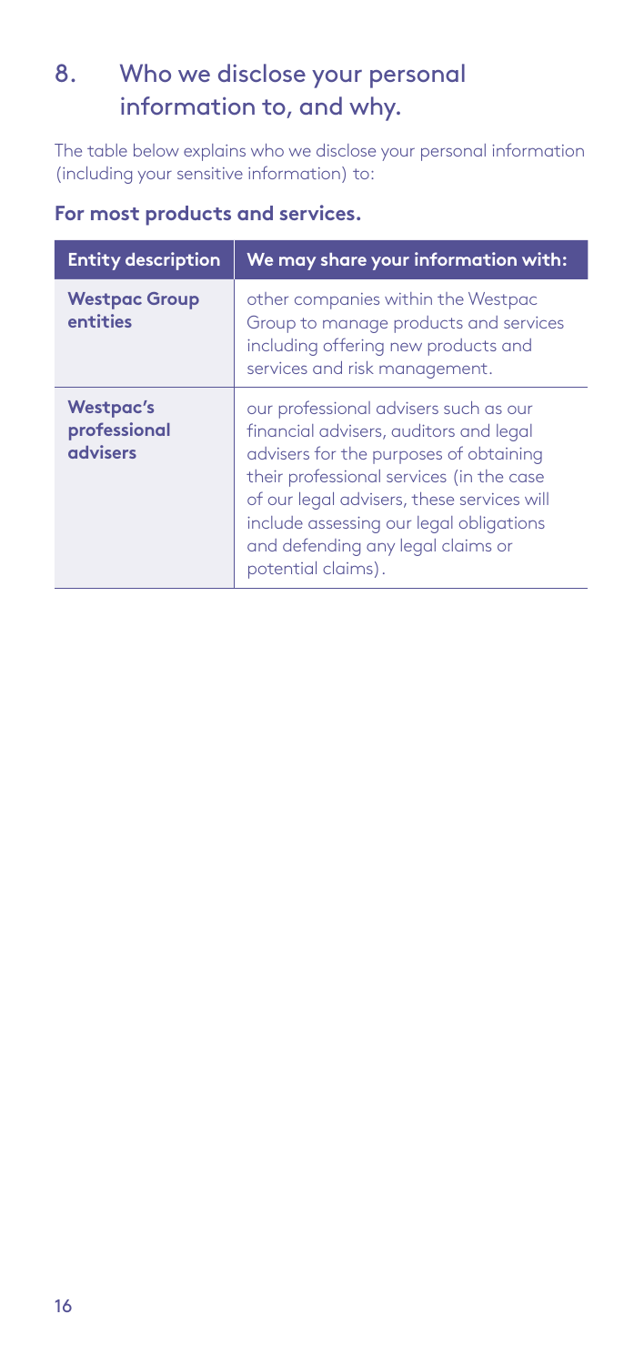## 8. Who we disclose your personal information to, and why.

The table below explains who we disclose your personal information (including your sensitive information) to:

### For most products and services.

| Entity description | We may share your information with: |
| --- | --- |
| **Westpac Group entities** | other companies within the Westpac Group to manage products and services including offering new products and services and risk management. |
| **Westpac's professional advisers** | our professional advisers such as our financial advisers, auditors and legal advisers for the purposes of obtaining their professional services (in the case of our legal advisers, these services will include assessing our legal obligations and defending any legal claims or potential claims). |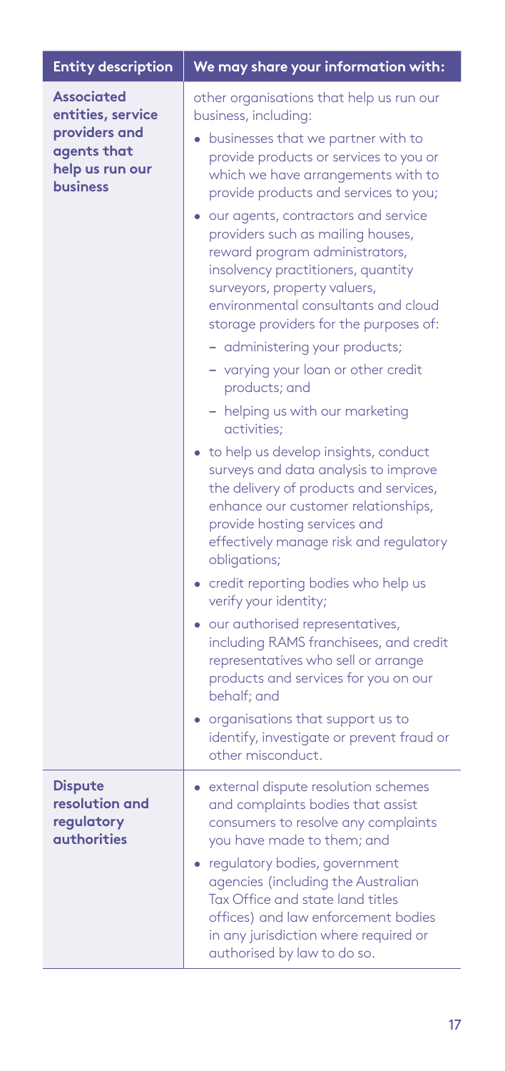| Entity description | We may share your information with: |
| --- | --- |
| **Associated entities, service providers and agents that help us run our business** | other organisations that help us run our business, including:<br>• businesses that we partner with to provide products or services to you or which we have arrangements with to provide products and services to you;<br>• our agents, contractors and service providers such as mailing houses, reward program administrators, insolvency practitioners, quantity surveyors, property valuers, environmental consultants and cloud storage providers for the purposes of:<br>– administering your products;<br>– varying your loan or other credit products; and<br>– helping us with our marketing activities;<br>• to help us develop insights, conduct surveys and data analysis to improve the delivery of products and services, enhance our customer relationships, provide hosting services and effectively manage risk and regulatory obligations;<br>• credit reporting bodies who help us verify your identity;<br>• our authorised representatives, including RAMS franchisees, and credit representatives who sell or arrange products and services for you on our behalf; and<br>• organisations that support us to identify, investigate or prevent fraud or other misconduct. |
| **Dispute resolution and regulatory authorities** | • external dispute resolution schemes and complaints bodies that assist consumers to resolve any complaints you have made to them; and<br>• regulatory bodies, government agencies (including the Australian Tax Office and state land titles offices) and law enforcement bodies in any jurisdiction where required or authorised by law to do so. |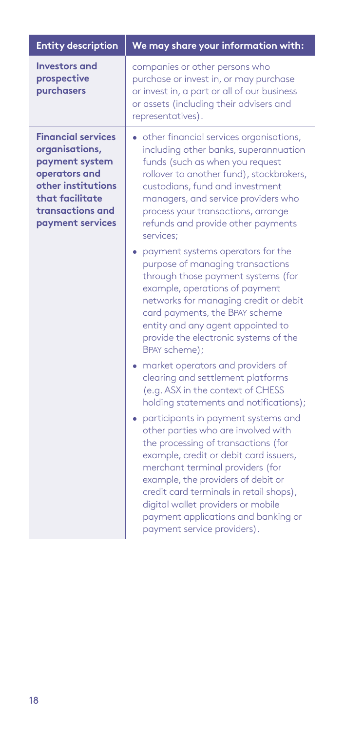| Entity description | We may share your information with: |
| --- | --- |
| **Investors and prospective purchasers** | companies or other persons who purchase or invest in, or may purchase or invest in, a part or all of our business or assets (including their advisers and representatives). |
| **Financial services organisations, payment system operators and other institutions that facilitate transactions and payment services** | • other financial services organisations, including other banks, superannuation funds (such as when you request rollover to another fund), stockbrokers, custodians, fund and investment managers, and service providers who process your transactions, arrange refunds and provide other payments services;<br>• payment systems operators for the purpose of managing transactions through those payment systems (for example, operations of payment networks for managing credit or debit card payments, the BPAY scheme entity and any agent appointed to provide the electronic systems of the BPAY scheme);<br>• market operators and providers of clearing and settlement platforms (e.g. ASX in the context of CHESS holding statements and notifications);<br>• participants in payment systems and other parties who are involved with the processing of transactions (for example, credit or debit card issuers, merchant terminal providers (for example, the providers of debit or credit card terminals in retail shops), digital wallet providers or mobile payment applications and banking or payment service providers). |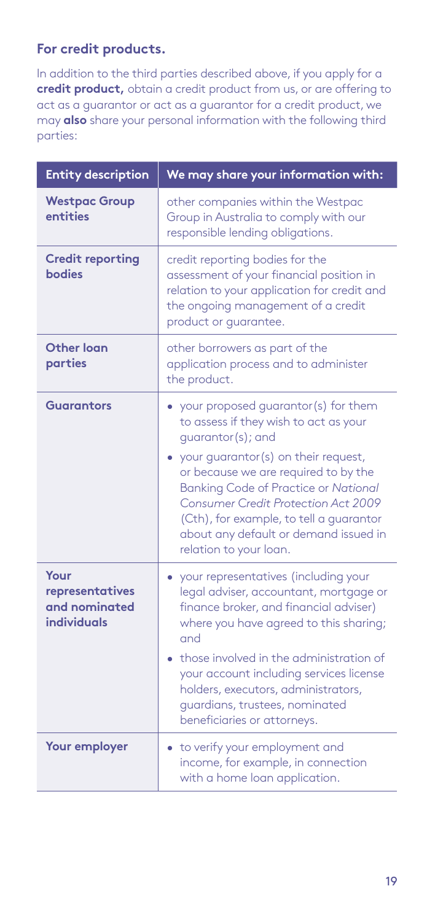## For credit products.

In addition to the third parties described above, if you apply for a **credit product,** obtain a credit product from us, or are offering to act as a guarantor or act as a guarantor for a credit product, we may **also** share your personal information with the following third parties:

| Entity description | We may share your information with: |
| --- | --- |
| **Westpac Group entities** | other companies within the Westpac Group in Australia to comply with our responsible lending obligations. |
| **Credit reporting bodies** | credit reporting bodies for the assessment of your financial position in relation to your application for credit and the ongoing management of a credit product or guarantee. |
| **Other loan parties** | other borrowers as part of the application process and to administer the product. |
| **Guarantors** | • your proposed guarantor(s) for them to assess if they wish to act as your guarantor(s); and<br>• your guarantor(s) on their request, or because we are required to by the Banking Code of Practice or *National Consumer Credit Protection Act 2009* (Cth), for example, to tell a guarantor about any default or demand issued in relation to your loan. |
| **Your representatives and nominated individuals** | • your representatives (including your legal adviser, accountant, mortgage or finance broker, and financial adviser) where you have agreed to this sharing; and<br>• those involved in the administration of your account including services license holders, executors, administrators, guardians, trustees, nominated beneficiaries or attorneys. |
| **Your employer** | • to verify your employment and income, for example, in connection with a home loan application. |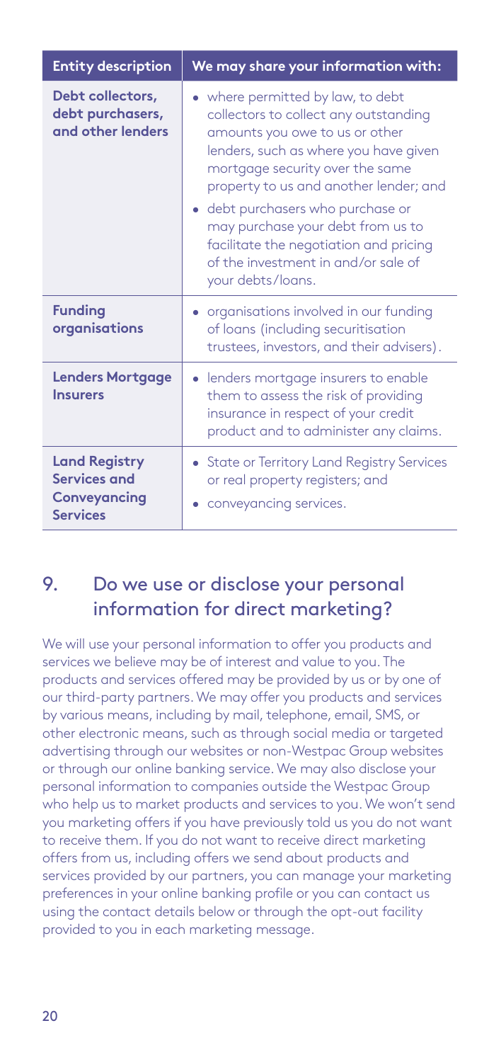| Entity description | We may share your information with: |
| --- | --- |
| **Debt collectors, debt purchasers, and other lenders** | • where permitted by law, to debt collectors to collect any outstanding amounts you owe to us or other lenders, such as where you have given mortgage security over the same property to us and another lender; and<br>• debt purchasers who purchase or may purchase your debt from us to facilitate the negotiation and pricing of the investment in and/or sale of your debts/loans. |
| **Funding organisations** | • organisations involved in our funding of loans (including securitisation trustees, investors, and their advisers). |
| **Lenders Mortgage Insurers** | • lenders mortgage insurers to enable them to assess the risk of providing insurance in respect of your credit product and to administer any claims. |
| **Land Registry Services and Conveyancing Services** | • State or Territory Land Registry Services or real property registers; and<br>• conveyancing services. |

## 9. Do we use or disclose your personal information for direct marketing?

We will use your personal information to offer you products and services we believe may be of interest and value to you. The products and services offered may be provided by us or by one of our third-party partners. We may offer you products and services by various means, including by mail, telephone, email, SMS, or other electronic means, such as through social media or targeted advertising through our websites or non-Westpac Group websites or through our online banking service. We may also disclose your personal information to companies outside the Westpac Group who help us to market products and services to you. We won't send you marketing offers if you have previously told us you do not want to receive them. If you do not want to receive direct marketing offers from us, including offers we send about products and services provided by our partners, you can manage your marketing preferences in your online banking profile or you can contact us using the contact details below or through the opt-out facility provided to you in each marketing message.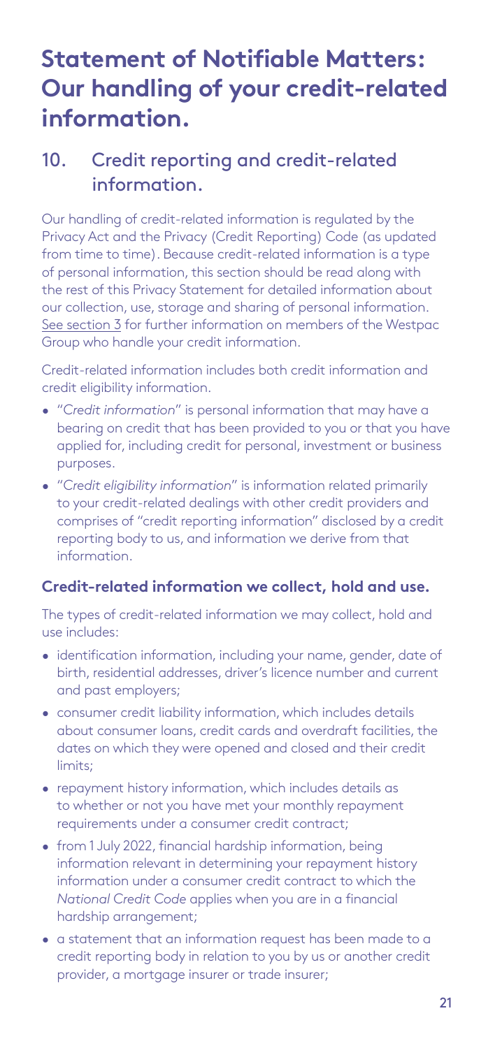# Statement of Notifiable Matters: Our handling of your credit-related information.

## 10. Credit reporting and credit-related information.

Our handling of credit-related information is regulated by the Privacy Act and the Privacy (Credit Reporting) Code (as updated from time to time). Because credit-related information is a type of personal information, this section should be read along with the rest of this Privacy Statement for detailed information about our collection, use, storage and sharing of personal information. See section 3 for further information on members of the Westpac Group who handle your credit information.

Credit-related information includes both credit information and credit eligibility information.

- "*Credit information*" is personal information that may have a bearing on credit that has been provided to you or that you have applied for, including credit for personal, investment or business purposes.
- "*Credit eligibility information*" is information related primarily to your credit-related dealings with other credit providers and comprises of "credit reporting information" disclosed by a credit reporting body to us, and information we derive from that information.

### Credit-related information we collect, hold and use.

The types of credit-related information we may collect, hold and use includes:

- identification information, including your name, gender, date of birth, residential addresses, driver's licence number and current and past employers;
- consumer credit liability information, which includes details about consumer loans, credit cards and overdraft facilities, the dates on which they were opened and closed and their credit limits;
- repayment history information, which includes details as to whether or not you have met your monthly repayment requirements under a consumer credit contract;
- from 1 July 2022, financial hardship information, being information relevant in determining your repayment history information under a consumer credit contract to which the *National Credit Code* applies when you are in a financial hardship arrangement;
- a statement that an information request has been made to a credit reporting body in relation to you by us or another credit provider, a mortgage insurer or trade insurer;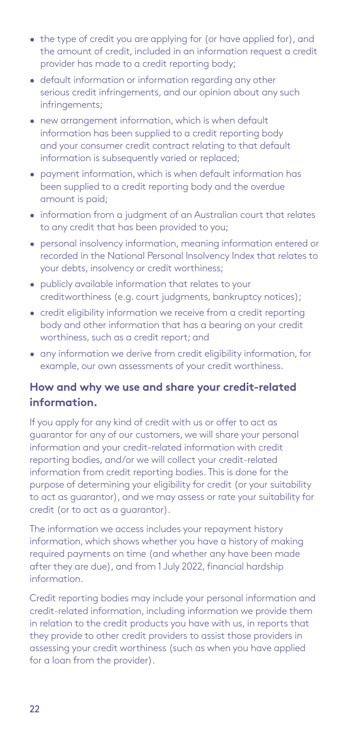- the type of credit you are applying for (or have applied for), and the amount of credit, included in an information request a credit provider has made to a credit reporting body;
- default information or information regarding any other serious credit infringements, and our opinion about any such infringements;
- new arrangement information, which is when default information has been supplied to a credit reporting body and your consumer credit contract relating to that default information is subsequently varied or replaced;
- payment information, which is when default information has been supplied to a credit reporting body and the overdue amount is paid;
- information from a judgment of an Australian court that relates to any credit that has been provided to you;
- personal insolvency information, meaning information entered or recorded in the National Personal Insolvency Index that relates to your debts, insolvency or credit worthiness;
- publicly available information that relates to your creditworthiness (e.g. court judgments, bankruptcy notices);
- credit eligibility information we receive from a credit reporting body and other information that has a bearing on your credit worthiness, such as a credit report; and
- any information we derive from credit eligibility information, for example, our own assessments of your credit worthiness.

### How and why we use and share your credit-related information.

If you apply for any kind of credit with us or offer to act as guarantor for any of our customers, we will share your personal information and your credit-related information with credit reporting bodies, and/or we will collect your credit-related information from credit reporting bodies. This is done for the purpose of determining your eligibility for credit (or your suitability to act as guarantor), and we may assess or rate your suitability for credit (or to act as a guarantor).

The information we access includes your repayment history information, which shows whether you have a history of making required payments on time (and whether any have been made after they are due), and from 1 July 2022, financial hardship information.

Credit reporting bodies may include your personal information and credit-related information, including information we provide them in relation to the credit products you have with us, in reports that they provide to other credit providers to assist those providers in assessing your credit worthiness (such as when you have applied for a loan from the provider).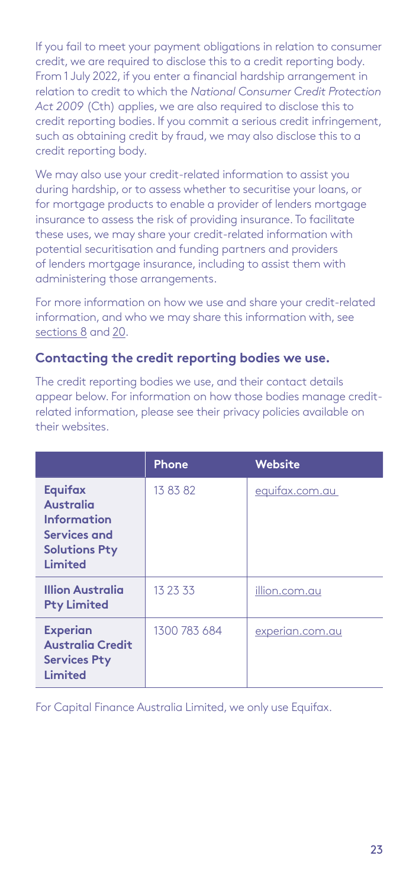If you fail to meet your payment obligations in relation to consumer credit, we are required to disclose this to a credit reporting body. From 1 July 2022, if you enter a financial hardship arrangement in relation to credit to which the *National Consumer Credit Protection Act 2009* (Cth) applies, we are also required to disclose this to credit reporting bodies. If you commit a serious credit infringement, such as obtaining credit by fraud, we may also disclose this to a credit reporting body.

We may also use your credit-related information to assist you during hardship, or to assess whether to securitise your loans, or for mortgage products to enable a provider of lenders mortgage insurance to assess the risk of providing insurance. To facilitate these uses, we may share your credit-related information with potential securitisation and funding partners and providers of lenders mortgage insurance, including to assist them with administering those arrangements.

For more information on how we use and share your credit-related information, and who we may share this information with, see sections 8 and 20.

## Contacting the credit reporting bodies we use.

The credit reporting bodies we use, and their contact details appear below. For information on how those bodies manage credit-related information, please see their privacy policies available on their websites.

| | Phone | Website |
|---|---|---|
| **Equifax Australia Information Services and Solutions Pty Limited** | 13 83 82 | equifax.com.au |
| **Illion Australia Pty Limited** | 13 23 33 | illion.com.au |
| **Experian Australia Credit Services Pty Limited** | 1300 783 684 | experian.com.au |

For Capital Finance Australia Limited, we only use Equifax.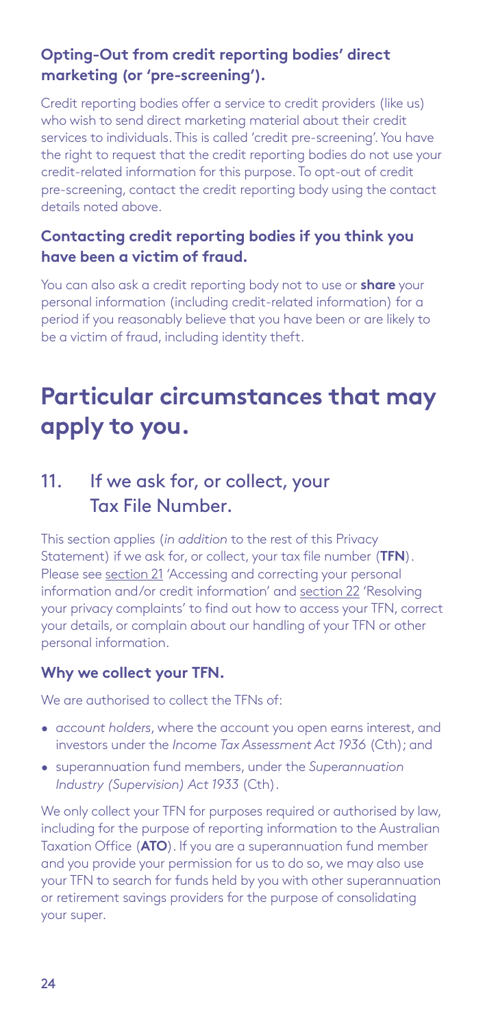### Opting-Out from credit reporting bodies' direct marketing (or 'pre-screening').

Credit reporting bodies offer a service to credit providers (like us) who wish to send direct marketing material about their credit services to individuals. This is called 'credit pre-screening'. You have the right to request that the credit reporting bodies do not use your credit-related information for this purpose. To opt-out of credit pre-screening, contact the credit reporting body using the contact details noted above.

### Contacting credit reporting bodies if you think you have been a victim of fraud.

You can also ask a credit reporting body not to use or **share** your personal information (including credit-related information) for a period if you reasonably believe that you have been or are likely to be a victim of fraud, including identity theft.

# Particular circumstances that may apply to you.

## 11. If we ask for, or collect, your Tax File Number.

This section applies (*in addition* to the rest of this Privacy Statement) if we ask for, or collect, your tax file number (**TFN**). Please see section 21 'Accessing and correcting your personal information and/or credit information' and section 22 'Resolving your privacy complaints' to find out how to access your TFN, correct your details, or complain about our handling of your TFN or other personal information.

### Why we collect your TFN.

We are authorised to collect the TFNs of:

- *account holders*, where the account you open earns interest, and investors under the *Income Tax Assessment Act 1936* (Cth); and
- superannuation fund members, under the *Superannuation Industry (Supervision) Act 1933* (Cth).

We only collect your TFN for purposes required or authorised by law, including for the purpose of reporting information to the Australian Taxation Office (**ATO**). If you are a superannuation fund member and you provide your permission for us to do so, we may also use your TFN to search for funds held by you with other superannuation or retirement savings providers for the purpose of consolidating your super.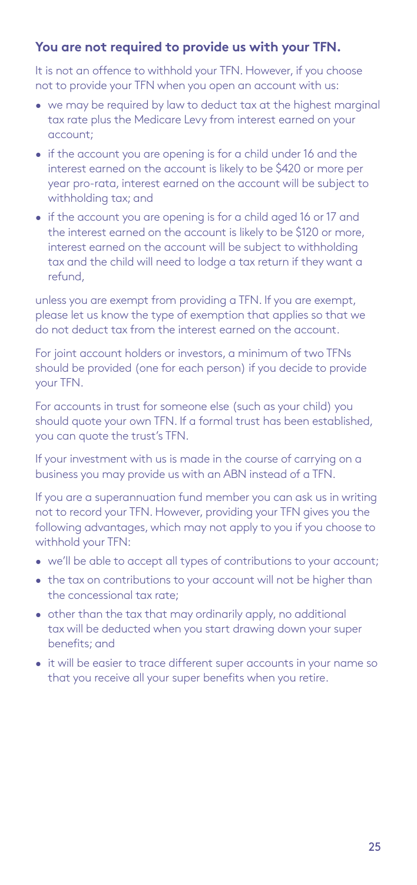## You are not required to provide us with your TFN.

It is not an offence to withhold your TFN. However, if you choose not to provide your TFN when you open an account with us:

- we may be required by law to deduct tax at the highest marginal tax rate plus the Medicare Levy from interest earned on your account;
- if the account you are opening is for a child under 16 and the interest earned on the account is likely to be $420 or more per year pro-rata, interest earned on the account will be subject to withholding tax; and
- if the account you are opening is for a child aged 16 or 17 and the interest earned on the account is likely to be $120 or more, interest earned on the account will be subject to withholding tax and the child will need to lodge a tax return if they want a refund,

unless you are exempt from providing a TFN. If you are exempt, please let us know the type of exemption that applies so that we do not deduct tax from the interest earned on the account.

For joint account holders or investors, a minimum of two TFNs should be provided (one for each person) if you decide to provide your TFN.

For accounts in trust for someone else (such as your child) you should quote your own TFN. If a formal trust has been established, you can quote the trust's TFN.

If your investment with us is made in the course of carrying on a business you may provide us with an ABN instead of a TFN.

If you are a superannuation fund member you can ask us in writing not to record your TFN. However, providing your TFN gives you the following advantages, which may not apply to you if you choose to withhold your TFN:

- we'll be able to accept all types of contributions to your account;
- the tax on contributions to your account will not be higher than the concessional tax rate;
- other than the tax that may ordinarily apply, no additional tax will be deducted when you start drawing down your super benefits; and
- it will be easier to trace different super accounts in your name so that you receive all your super benefits when you retire.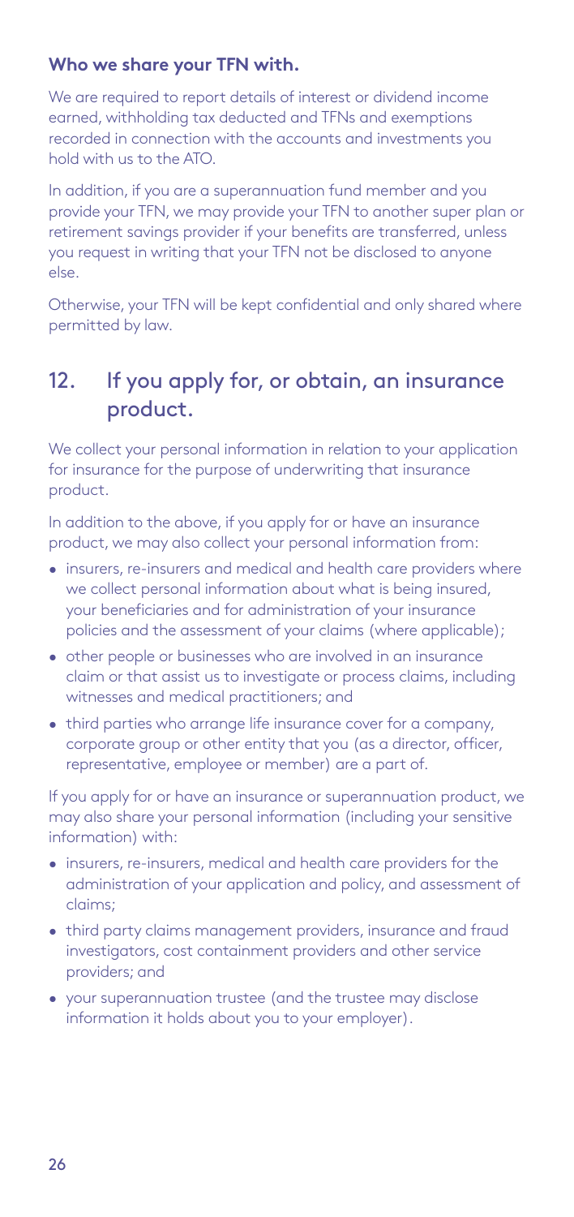### Who we share your TFN with.

We are required to report details of interest or dividend income earned, withholding tax deducted and TFNs and exemptions recorded in connection with the accounts and investments you hold with us to the ATO.

In addition, if you are a superannuation fund member and you provide your TFN, we may provide your TFN to another super plan or retirement savings provider if your benefits are transferred, unless you request in writing that your TFN not be disclosed to anyone else.

Otherwise, your TFN will be kept confidential and only shared where permitted by law.

## 12. If you apply for, or obtain, an insurance product.

We collect your personal information in relation to your application for insurance for the purpose of underwriting that insurance product.

In addition to the above, if you apply for or have an insurance product, we may also collect your personal information from:

- insurers, re-insurers and medical and health care providers where we collect personal information about what is being insured, your beneficiaries and for administration of your insurance policies and the assessment of your claims (where applicable);
- other people or businesses who are involved in an insurance claim or that assist us to investigate or process claims, including witnesses and medical practitioners; and
- third parties who arrange life insurance cover for a company, corporate group or other entity that you (as a director, officer, representative, employee or member) are a part of.

If you apply for or have an insurance or superannuation product, we may also share your personal information (including your sensitive information) with:

- insurers, re-insurers, medical and health care providers for the administration of your application and policy, and assessment of claims;
- third party claims management providers, insurance and fraud investigators, cost containment providers and other service providers; and
- your superannuation trustee (and the trustee may disclose information it holds about you to your employer).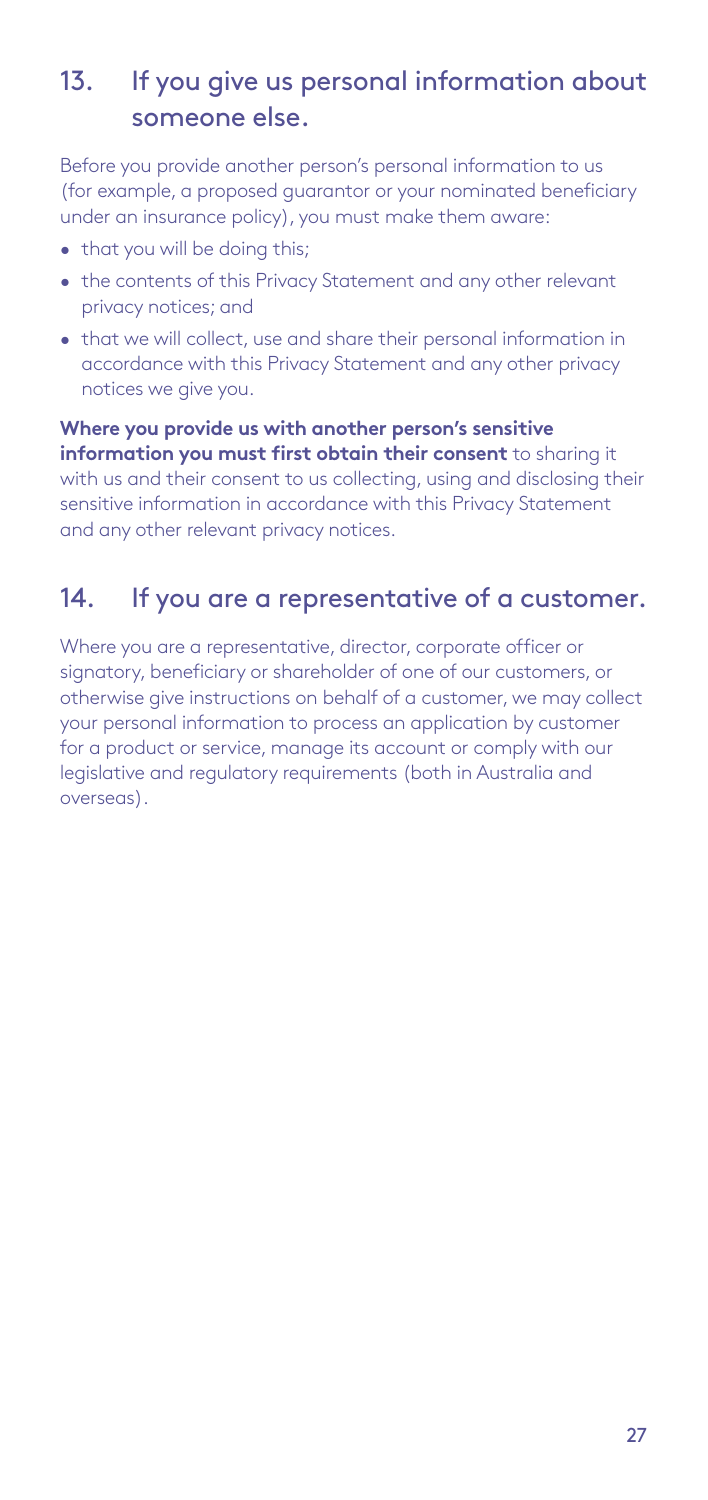## 13. If you give us personal information about someone else.

Before you provide another person's personal information to us (for example, a proposed guarantor or your nominated beneficiary under an insurance policy), you must make them aware:

- that you will be doing this;
- the contents of this Privacy Statement and any other relevant privacy notices; and
- that we will collect, use and share their personal information in accordance with this Privacy Statement and any other privacy notices we give you.

**Where you provide us with another person's sensitive information you must first obtain their consent** to sharing it with us and their consent to us collecting, using and disclosing their sensitive information in accordance with this Privacy Statement and any other relevant privacy notices.

## 14. If you are a representative of a customer.

Where you are a representative, director, corporate officer or signatory, beneficiary or shareholder of one of our customers, or otherwise give instructions on behalf of a customer, we may collect your personal information to process an application by customer for a product or service, manage its account or comply with our legislative and regulatory requirements (both in Australia and overseas).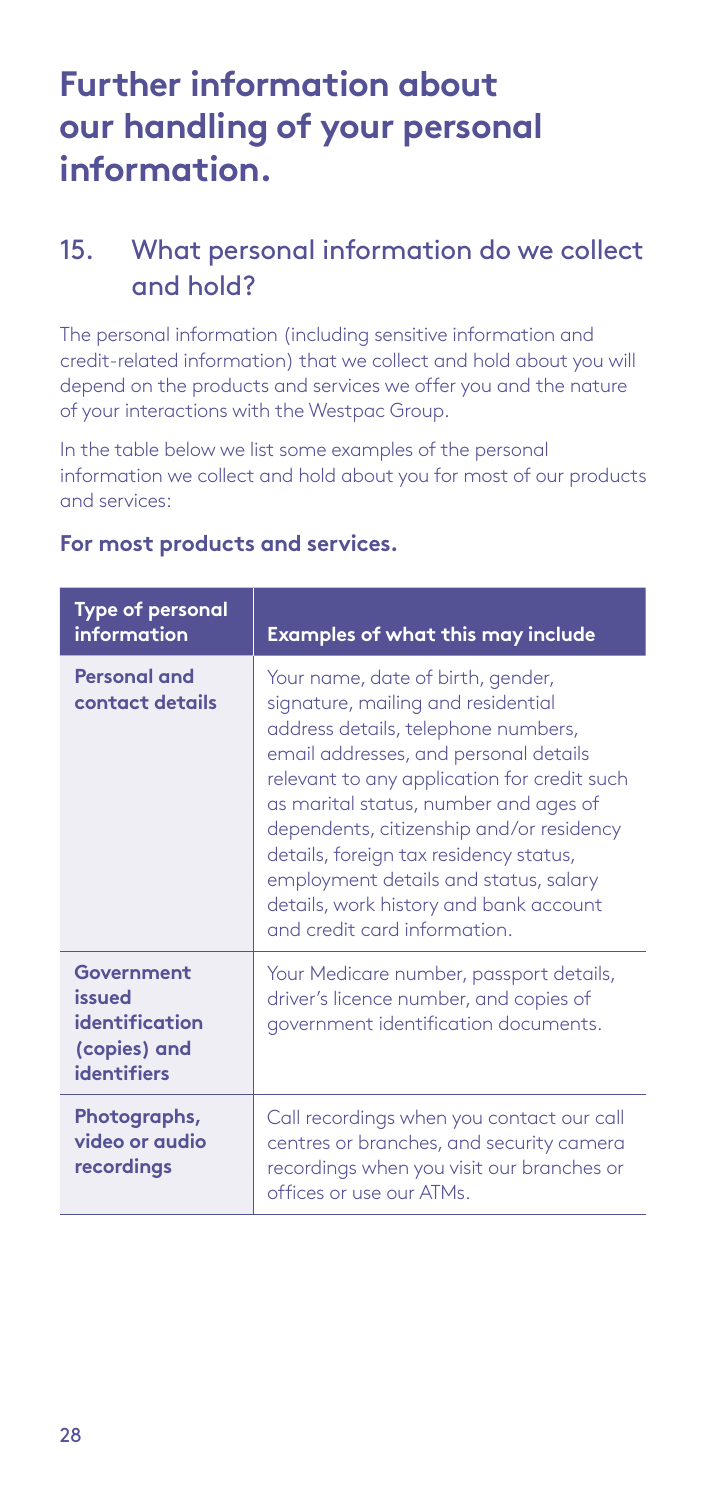# Further information about our handling of your personal information.

## 15. What personal information do we collect and hold?

The personal information (including sensitive information and credit-related information) that we collect and hold about you will depend on the products and services we offer you and the nature of your interactions with the Westpac Group.

In the table below we list some examples of the personal information we collect and hold about you for most of our products and services:

### For most products and services.

| Type of personal information | Examples of what this may include |
| --- | --- |
| **Personal and contact details** | Your name, date of birth, gender, signature, mailing and residential address details, telephone numbers, email addresses, and personal details relevant to any application for credit such as marital status, number and ages of dependents, citizenship and/or residency details, foreign tax residency status, employment details and status, salary details, work history and bank account and credit card information. |
| **Government issued identification (copies) and identifiers** | Your Medicare number, passport details, driver's licence number, and copies of government identification documents. |
| **Photographs, video or audio recordings** | Call recordings when you contact our call centres or branches, and security camera recordings when you visit our branches or offices or use our ATMs. |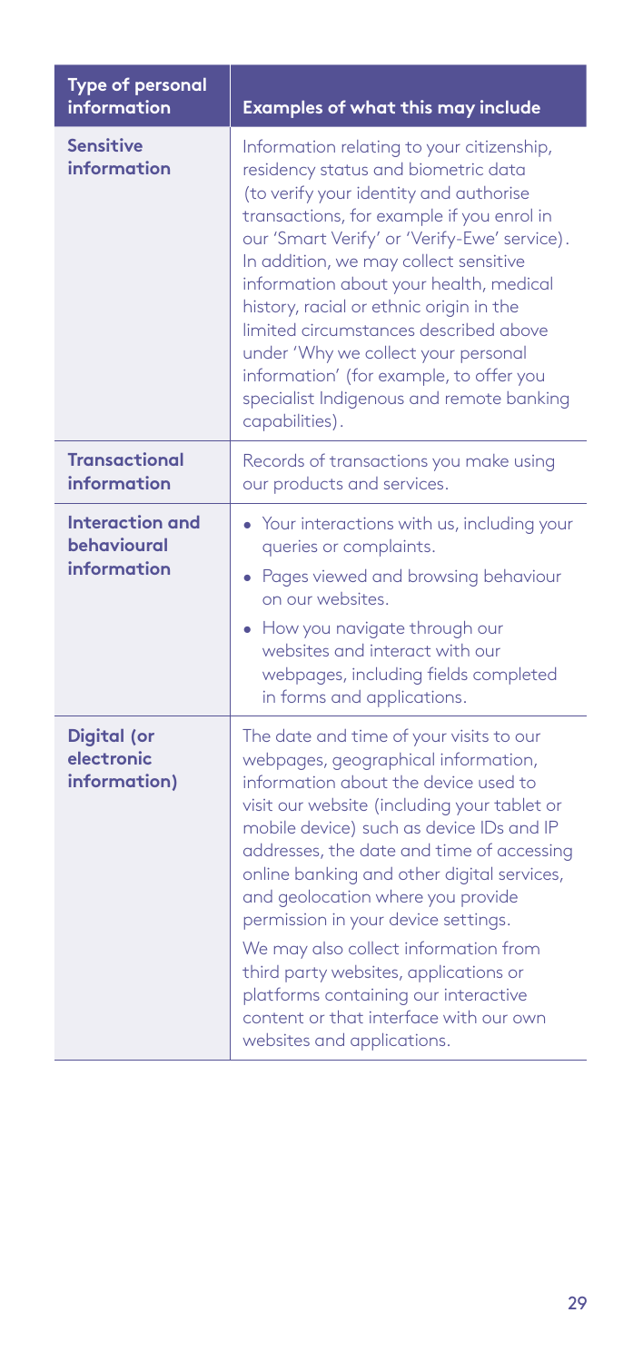| Type of personal information | Examples of what this may include |
| --- | --- |
| **Sensitive information** | Information relating to your citizenship, residency status and biometric data (to verify your identity and authorise transactions, for example if you enrol in our 'Smart Verify' or 'Verify-Ewe' service). In addition, we may collect sensitive information about your health, medical history, racial or ethnic origin in the limited circumstances described above under 'Why we collect your personal information' (for example, to offer you specialist Indigenous and remote banking capabilities). |
| **Transactional information** | Records of transactions you make using our products and services. |
| **Interaction and behavioural information** | • Your interactions with us, including your queries or complaints.<br>• Pages viewed and browsing behaviour on our websites.<br>• How you navigate through our websites and interact with our webpages, including fields completed in forms and applications. |
| **Digital (or electronic information)** | The date and time of your visits to our webpages, geographical information, information about the device used to visit our website (including your tablet or mobile device) such as device IDs and IP addresses, the date and time of accessing online banking and other digital services, and geolocation where you provide permission in your device settings.<br><br>We may also collect information from third party websites, applications or platforms containing our interactive content or that interface with our own websites and applications. |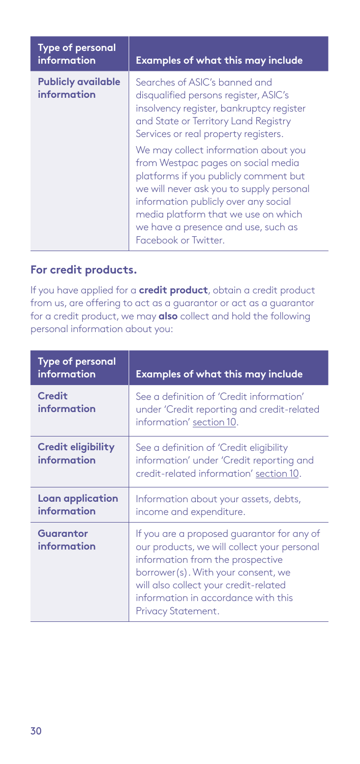| Type of personal information | Examples of what this may include |
|---|---|
| **Publicly available information** | Searches of ASIC's banned and disqualified persons register, ASIC's insolvency register, bankruptcy register and State or Territory Land Registry Services or real property registers.<br><br>We may collect information about you from Westpac pages on social media platforms if you publicly comment but we will never ask you to supply personal information publicly over any social media platform that we use on which we have a presence and use, such as Facebook or Twitter. |

### For credit products.

If you have applied for a **credit product**, obtain a credit product from us, are offering to act as a guarantor or act as a guarantor for a credit product, we may **also** collect and hold the following personal information about you:

| Type of personal information | Examples of what this may include |
|---|---|
| **Credit information** | See a definition of 'Credit information' under 'Credit reporting and credit-related information' section 10. |
| **Credit eligibility information** | See a definition of 'Credit eligibility information' under 'Credit reporting and credit-related information' section 10. |
| **Loan application information** | Information about your assets, debts, income and expenditure. |
| **Guarantor information** | If you are a proposed guarantor for any of our products, we will collect your personal information from the prospective borrower(s). With your consent, we will also collect your credit-related information in accordance with this Privacy Statement. |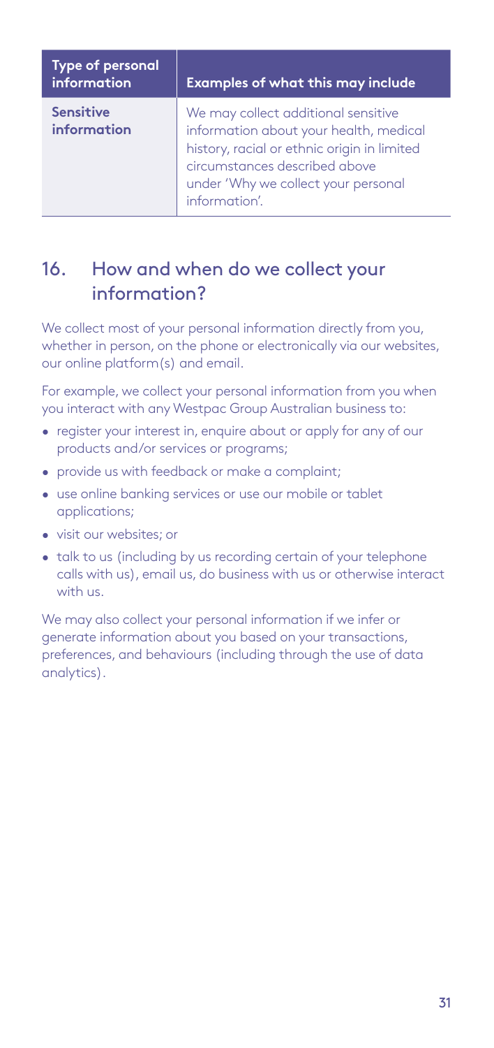| Type of personal information | Examples of what this may include |
| --- | --- |
| **Sensitive information** | We may collect additional sensitive information about your health, medical history, racial or ethnic origin in limited circumstances described above under 'Why we collect your personal information'. |

## 16. How and when do we collect your information?

We collect most of your personal information directly from you, whether in person, on the phone or electronically via our websites, our online platform(s) and email.

For example, we collect your personal information from you when you interact with any Westpac Group Australian business to:

- register your interest in, enquire about or apply for any of our products and/or services or programs;
- provide us with feedback or make a complaint;
- use online banking services or use our mobile or tablet applications;
- visit our websites; or
- talk to us (including by us recording certain of your telephone calls with us), email us, do business with us or otherwise interact with us.

We may also collect your personal information if we infer or generate information about you based on your transactions, preferences, and behaviours (including through the use of data analytics).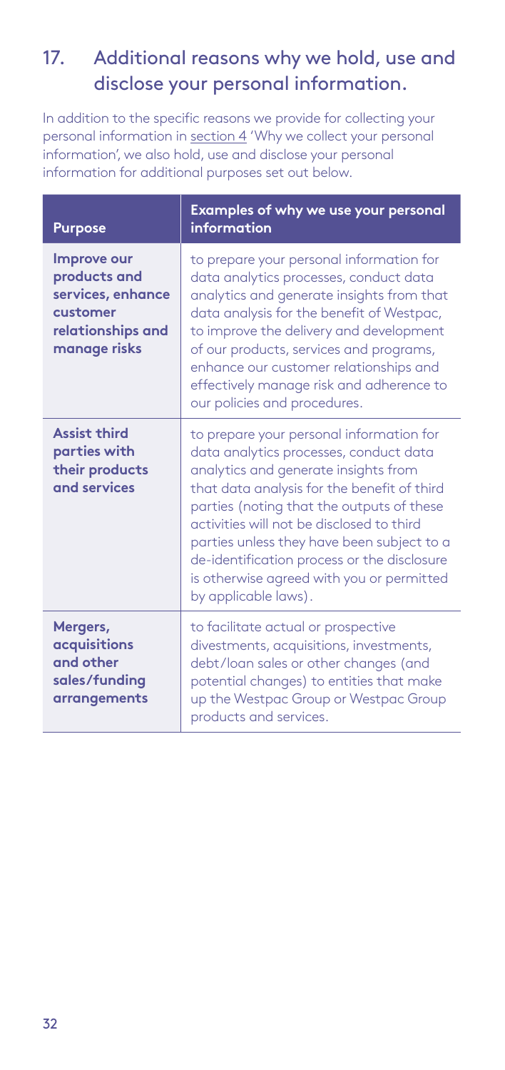## 17. Additional reasons why we hold, use and disclose your personal information.

In addition to the specific reasons we provide for collecting your personal information in section 4 'Why we collect your personal information', we also hold, use and disclose your personal information for additional purposes set out below.

| Purpose | Examples of why we use your personal information |
| --- | --- |
| **Improve our products and services, enhance customer relationships and manage risks** | to prepare your personal information for data analytics processes, conduct data analytics and generate insights from that data analysis for the benefit of Westpac, to improve the delivery and development of our products, services and programs, enhance our customer relationships and effectively manage risk and adherence to our policies and procedures. |
| **Assist third parties with their products and services** | to prepare your personal information for data analytics processes, conduct data analytics and generate insights from that data analysis for the benefit of third parties (noting that the outputs of these activities will not be disclosed to third parties unless they have been subject to a de-identification process or the disclosure is otherwise agreed with you or permitted by applicable laws). |
| **Mergers, acquisitions and other sales/funding arrangements** | to facilitate actual or prospective divestments, acquisitions, investments, debt/loan sales or other changes (and potential changes) to entities that make up the Westpac Group or Westpac Group products and services. |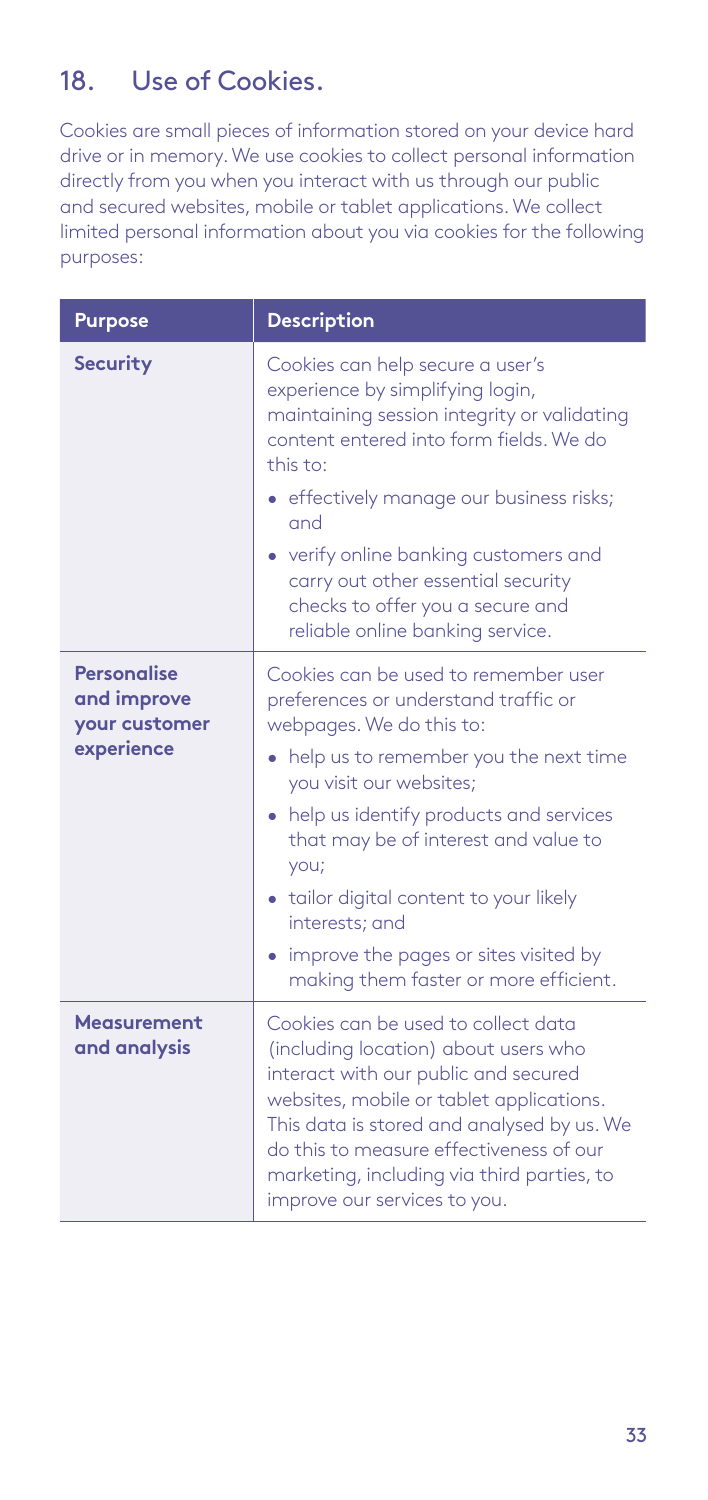## 18. Use of Cookies.

Cookies are small pieces of information stored on your device hard drive or in memory. We use cookies to collect personal information directly from you when you interact with us through our public and secured websites, mobile or tablet applications. We collect limited personal information about you via cookies for the following purposes:

| Purpose | Description |
| --- | --- |
| **Security** | Cookies can help secure a user's experience by simplifying login, maintaining session integrity or validating content entered into form fields. We do this to:<br>• effectively manage our business risks; and<br>• verify online banking customers and carry out other essential security checks to offer you a secure and reliable online banking service. |
| **Personalise and improve your customer experience** | Cookies can be used to remember user preferences or understand traffic or webpages. We do this to:<br>• help us to remember you the next time you visit our websites;<br>• help us identify products and services that may be of interest and value to you;<br>• tailor digital content to your likely interests; and<br>• improve the pages or sites visited by making them faster or more efficient. |
| **Measurement and analysis** | Cookies can be used to collect data (including location) about users who interact with our public and secured websites, mobile or tablet applications. This data is stored and analysed by us. We do this to measure effectiveness of our marketing, including via third parties, to improve our services to you. |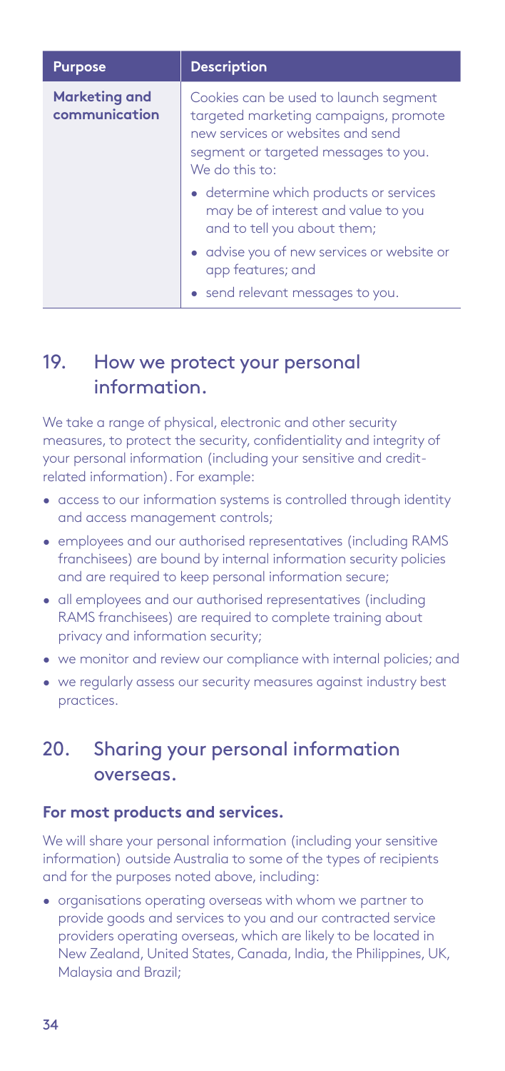| Purpose | Description |
|---|---|
| **Marketing and communication** | Cookies can be used to launch segment targeted marketing campaigns, promote new services or websites and send segment or targeted messages to you. We do this to:<br>• determine which products or services may be of interest and value to you and to tell you about them;<br>• advise you of new services or website or app features; and<br>• send relevant messages to you. |

## 19. How we protect your personal information.

We take a range of physical, electronic and other security measures, to protect the security, confidentiality and integrity of your personal information (including your sensitive and credit-related information). For example:

- access to our information systems is controlled through identity and access management controls;
- employees and our authorised representatives (including RAMS franchisees) are bound by internal information security policies and are required to keep personal information secure;
- all employees and our authorised representatives (including RAMS franchisees) are required to complete training about privacy and information security;
- we monitor and review our compliance with internal policies; and
- we regularly assess our security measures against industry best practices.

## 20. Sharing your personal information overseas.

### For most products and services.

We will share your personal information (including your sensitive information) outside Australia to some of the types of recipients and for the purposes noted above, including:

- organisations operating overseas with whom we partner to provide goods and services to you and our contracted service providers operating overseas, which are likely to be located in New Zealand, United States, Canada, India, the Philippines, UK, Malaysia and Brazil;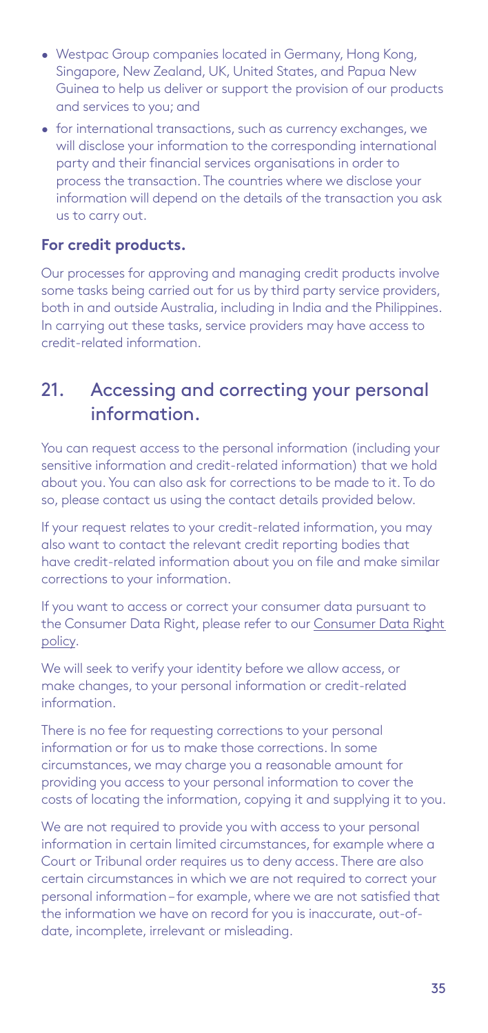- Westpac Group companies located in Germany, Hong Kong, Singapore, New Zealand, UK, United States, and Papua New Guinea to help us deliver or support the provision of our products and services to you; and
- for international transactions, such as currency exchanges, we will disclose your information to the corresponding international party and their financial services organisations in order to process the transaction. The countries where we disclose your information will depend on the details of the transaction you ask us to carry out.

### For credit products.

Our processes for approving and managing credit products involve some tasks being carried out for us by third party service providers, both in and outside Australia, including in India and the Philippines. In carrying out these tasks, service providers may have access to credit-related information.

## 21. Accessing and correcting your personal information.

You can request access to the personal information (including your sensitive information and credit-related information) that we hold about you. You can also ask for corrections to be made to it. To do so, please contact us using the contact details provided below.

If your request relates to your credit-related information, you may also want to contact the relevant credit reporting bodies that have credit-related information about you on file and make similar corrections to your information.

If you want to access or correct your consumer data pursuant to the Consumer Data Right, please refer to our Consumer Data Right policy.

We will seek to verify your identity before we allow access, or make changes, to your personal information or credit-related information.

There is no fee for requesting corrections to your personal information or for us to make those corrections. In some circumstances, we may charge you a reasonable amount for providing you access to your personal information to cover the costs of locating the information, copying it and supplying it to you.

We are not required to provide you with access to your personal information in certain limited circumstances, for example where a Court or Tribunal order requires us to deny access. There are also certain circumstances in which we are not required to correct your personal information – for example, where we are not satisfied that the information we have on record for you is inaccurate, out-of-date, incomplete, irrelevant or misleading.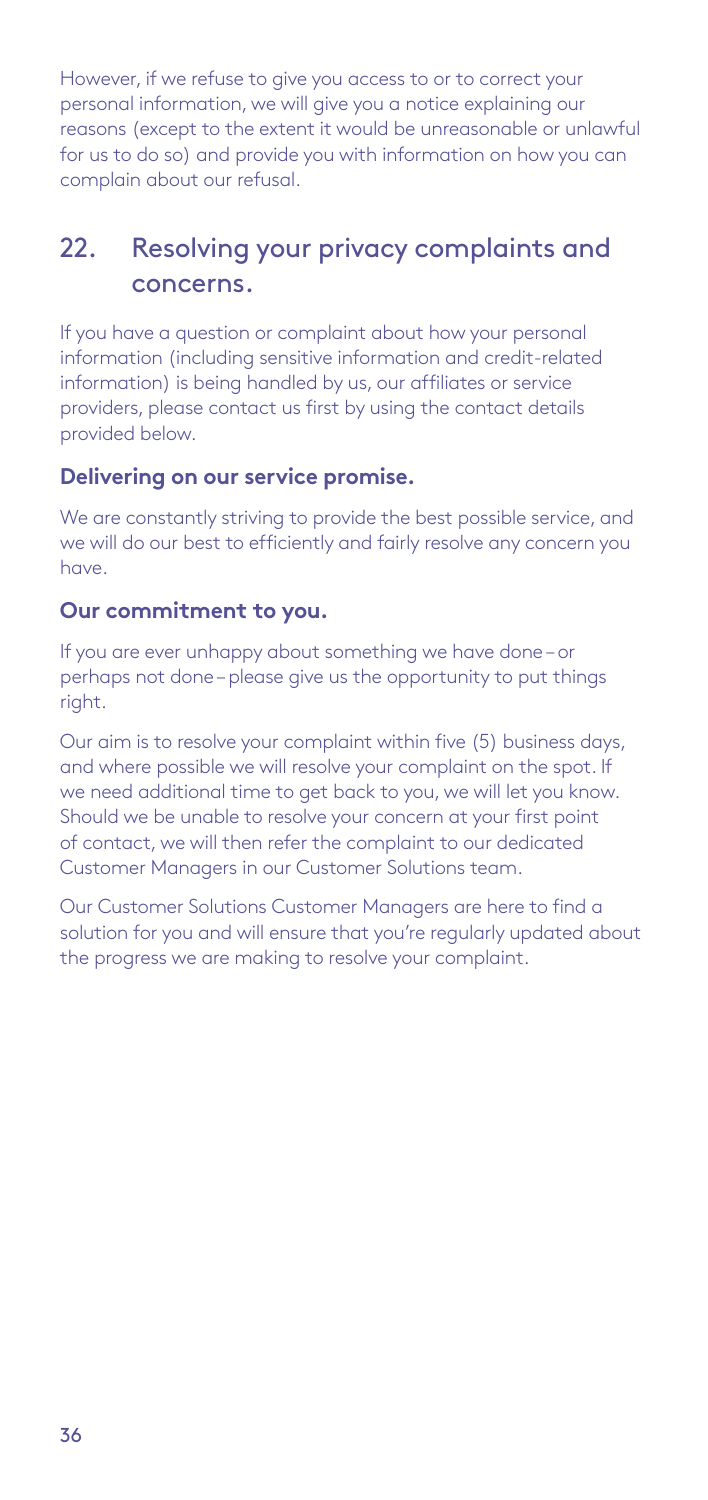However, if we refuse to give you access to or to correct your personal information, we will give you a notice explaining our reasons (except to the extent it would be unreasonable or unlawful for us to do so) and provide you with information on how you can complain about our refusal.

## 22. Resolving your privacy complaints and concerns.

If you have a question or complaint about how your personal information (including sensitive information and credit-related information) is being handled by us, our affiliates or service providers, please contact us first by using the contact details provided below.

### Delivering on our service promise.

We are constantly striving to provide the best possible service, and we will do our best to efficiently and fairly resolve any concern you have.

### Our commitment to you.

If you are ever unhappy about something we have done – or perhaps not done – please give us the opportunity to put things right.

Our aim is to resolve your complaint within five (5) business days, and where possible we will resolve your complaint on the spot. If we need additional time to get back to you, we will let you know. Should we be unable to resolve your concern at your first point of contact, we will then refer the complaint to our dedicated Customer Managers in our Customer Solutions team.

Our Customer Solutions Customer Managers are here to find a solution for you and will ensure that you're regularly updated about the progress we are making to resolve your complaint.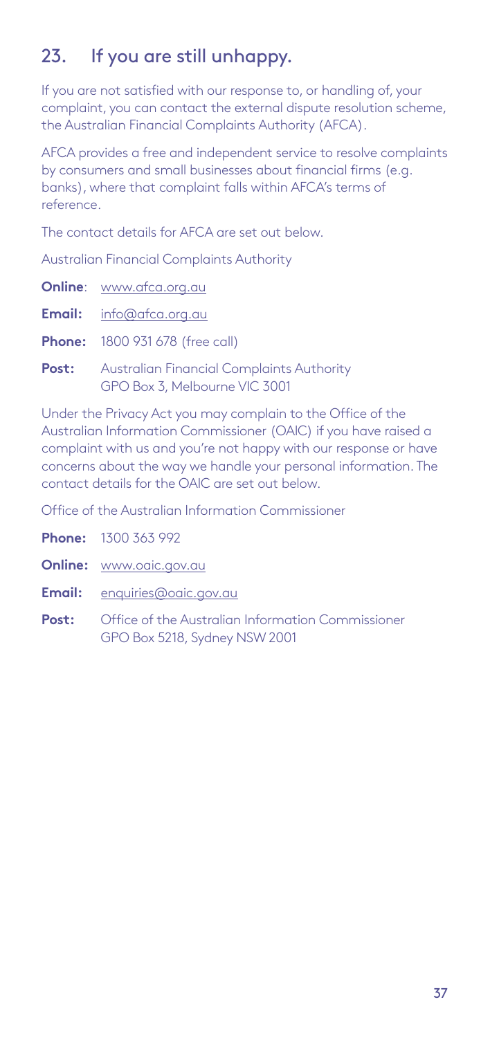## 23. If you are still unhappy.

If you are not satisfied with our response to, or handling of, your complaint, you can contact the external dispute resolution scheme, the Australian Financial Complaints Authority (AFCA).

AFCA provides a free and independent service to resolve complaints by consumers and small businesses about financial firms (e.g. banks), where that complaint falls within AFCA's terms of reference.

The contact details for AFCA are set out below.

Australian Financial Complaints Authority

**Online**: www.afca.org.au

**Email:** info@afca.org.au

**Phone:** 1800 931 678 (free call)

**Post:** Australian Financial Complaints Authority
GPO Box 3, Melbourne VIC 3001

Under the Privacy Act you may complain to the Office of the Australian Information Commissioner (OAIC) if you have raised a complaint with us and you're not happy with our response or have concerns about the way we handle your personal information. The contact details for the OAIC are set out below.

Office of the Australian Information Commissioner

**Phone:** 1300 363 992

**Online:** www.oaic.gov.au

**Email:** enquiries@oaic.gov.au

**Post:** Office of the Australian Information Commissioner
GPO Box 5218, Sydney NSW 2001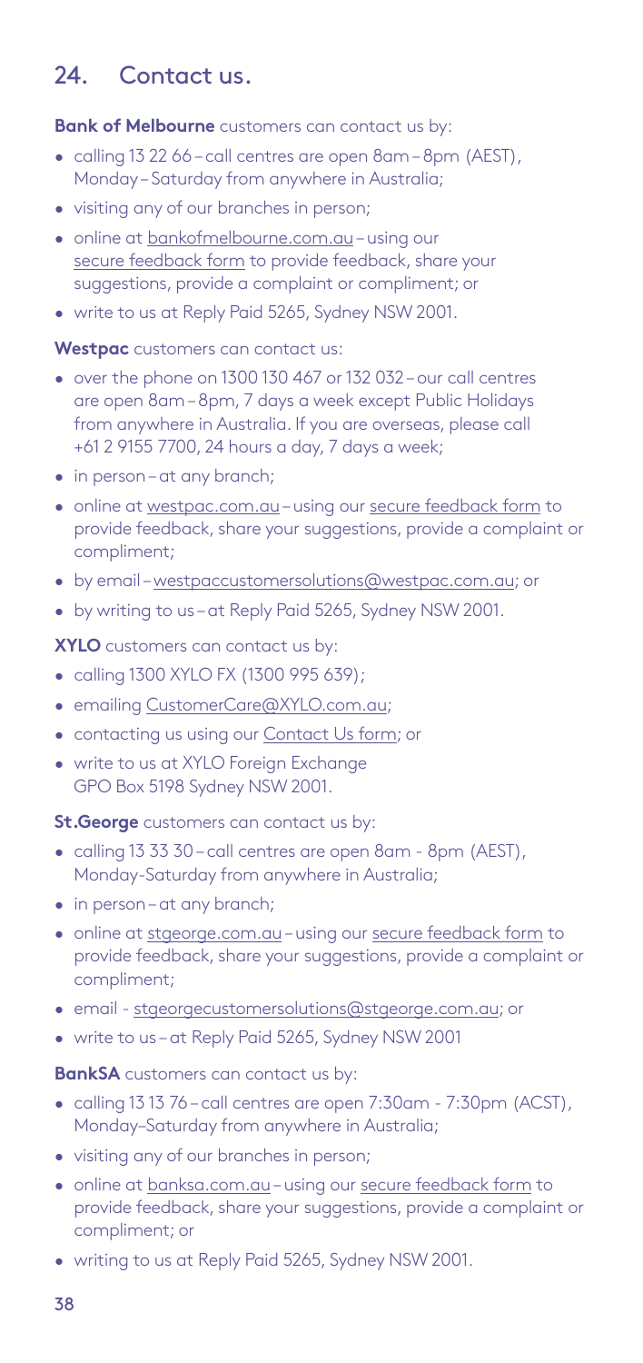## 24. Contact us.

**Bank of Melbourne** customers can contact us by:

- calling 13 22 66 – call centres are open 8am – 8pm (AEST), Monday – Saturday from anywhere in Australia;
- visiting any of our branches in person;
- online at bankofmelbourne.com.au – using our secure feedback form to provide feedback, share your suggestions, provide a complaint or compliment; or
- write to us at Reply Paid 5265, Sydney NSW 2001.

**Westpac** customers can contact us:

- over the phone on 1300 130 467 or 132 032 – our call centres are open 8am – 8pm, 7 days a week except Public Holidays from anywhere in Australia. If you are overseas, please call +61 2 9155 7700, 24 hours a day, 7 days a week;
- in person – at any branch;
- online at westpac.com.au – using our secure feedback form to provide feedback, share your suggestions, provide a complaint or compliment;
- by email – westpaccustomersolutions@westpac.com.au; or
- by writing to us – at Reply Paid 5265, Sydney NSW 2001.

**XYLO** customers can contact us by:

- calling 1300 XYLO FX (1300 995 639);
- emailing CustomerCare@XYLO.com.au;
- contacting us using our Contact Us form; or
- write to us at XYLO Foreign Exchange GPO Box 5198 Sydney NSW 2001.

**St.George** customers can contact us by:

- calling 13 33 30 – call centres are open 8am - 8pm (AEST), Monday-Saturday from anywhere in Australia;
- in person – at any branch;
- online at stgeorge.com.au – using our secure feedback form to provide feedback, share your suggestions, provide a complaint or compliment;
- email - stgeorgecustomersolutions@stgeorge.com.au; or
- write to us – at Reply Paid 5265, Sydney NSW 2001

**BankSA** customers can contact us by:

- calling 13 13 76 – call centres are open 7:30am - 7:30pm (ACST), Monday–Saturday from anywhere in Australia;
- visiting any of our branches in person;
- online at banksa.com.au – using our secure feedback form to provide feedback, share your suggestions, provide a complaint or compliment; or
- writing to us at Reply Paid 5265, Sydney NSW 2001.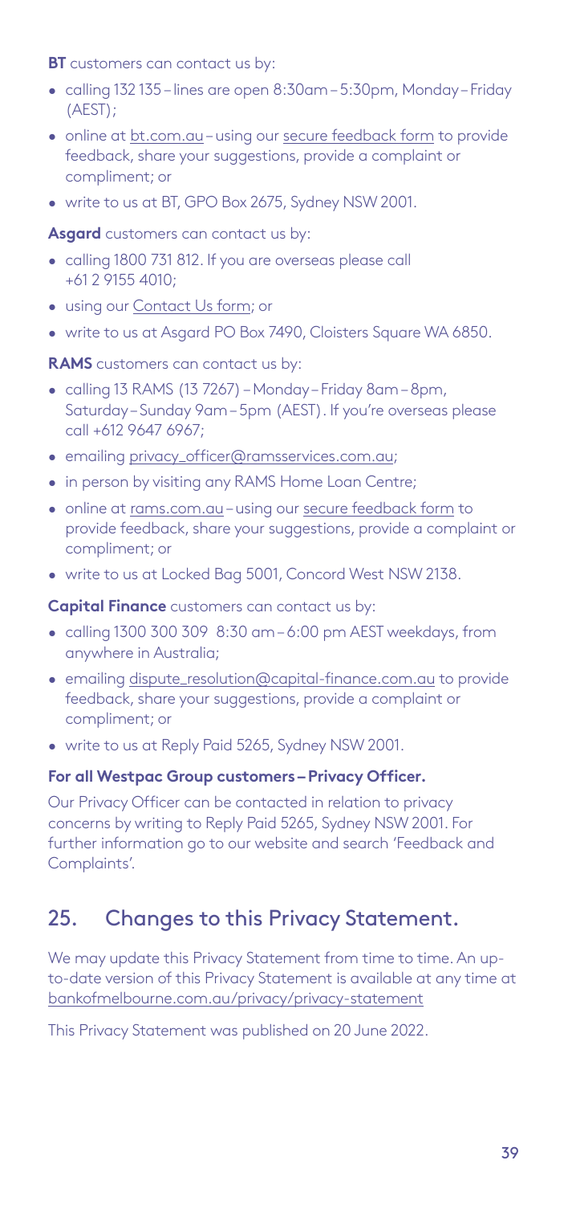**BT** customers can contact us by:

- calling 132 135 – lines are open 8:30am – 5:30pm, Monday – Friday (AEST);
- online at bt.com.au – using our secure feedback form to provide feedback, share your suggestions, provide a complaint or compliment; or
- write to us at BT, GPO Box 2675, Sydney NSW 2001.

**Asgard** customers can contact us by:

- calling 1800 731 812. If you are overseas please call +61 2 9155 4010;
- using our Contact Us form; or
- write to us at Asgard PO Box 7490, Cloisters Square WA 6850.

**RAMS** customers can contact us by:

- calling 13 RAMS (13 7267) – Monday – Friday 8am – 8pm, Saturday – Sunday 9am – 5pm (AEST). If you're overseas please call +612 9647 6967;
- emailing privacy_officer@ramsservices.com.au;
- in person by visiting any RAMS Home Loan Centre;
- online at rams.com.au – using our secure feedback form to provide feedback, share your suggestions, provide a complaint or compliment; or
- write to us at Locked Bag 5001, Concord West NSW 2138.

**Capital Finance** customers can contact us by:

- calling 1300 300 309 8:30 am – 6:00 pm AEST weekdays, from anywhere in Australia;
- emailing dispute_resolution@capital-finance.com.au to provide feedback, share your suggestions, provide a complaint or compliment; or
- write to us at Reply Paid 5265, Sydney NSW 2001.

**For all Westpac Group customers – Privacy Officer.**

Our Privacy Officer can be contacted in relation to privacy concerns by writing to Reply Paid 5265, Sydney NSW 2001. For further information go to our website and search 'Feedback and Complaints'.

## 25. Changes to this Privacy Statement.

We may update this Privacy Statement from time to time. An up-to-date version of this Privacy Statement is available at any time at bankofmelbourne.com.au/privacy/privacy-statement

This Privacy Statement was published on 20 June 2022.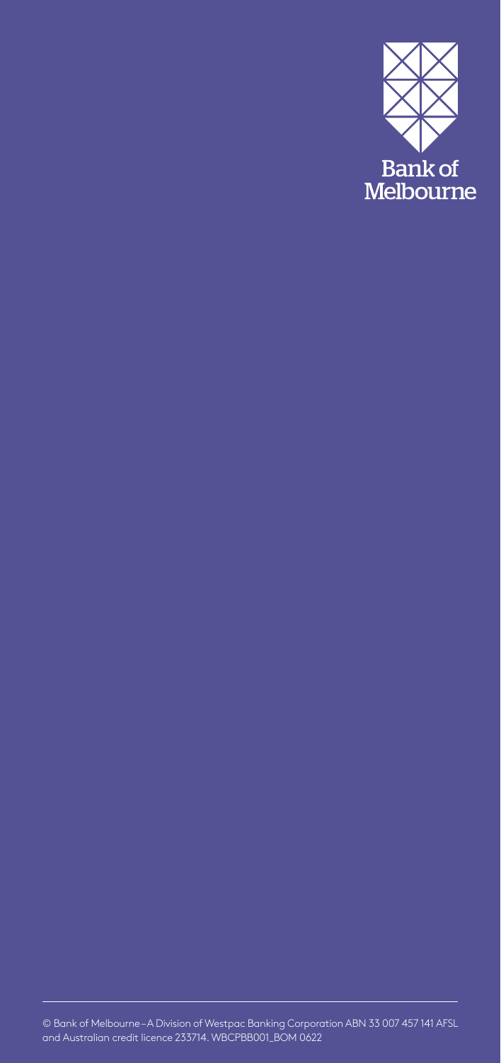Bank of Melbourne

© Bank of Melbourne – A Division of Westpac Banking Corporation ABN 33 007 457 141 AFSL and Australian credit licence 233714. WBCPBB001_BOM 0622